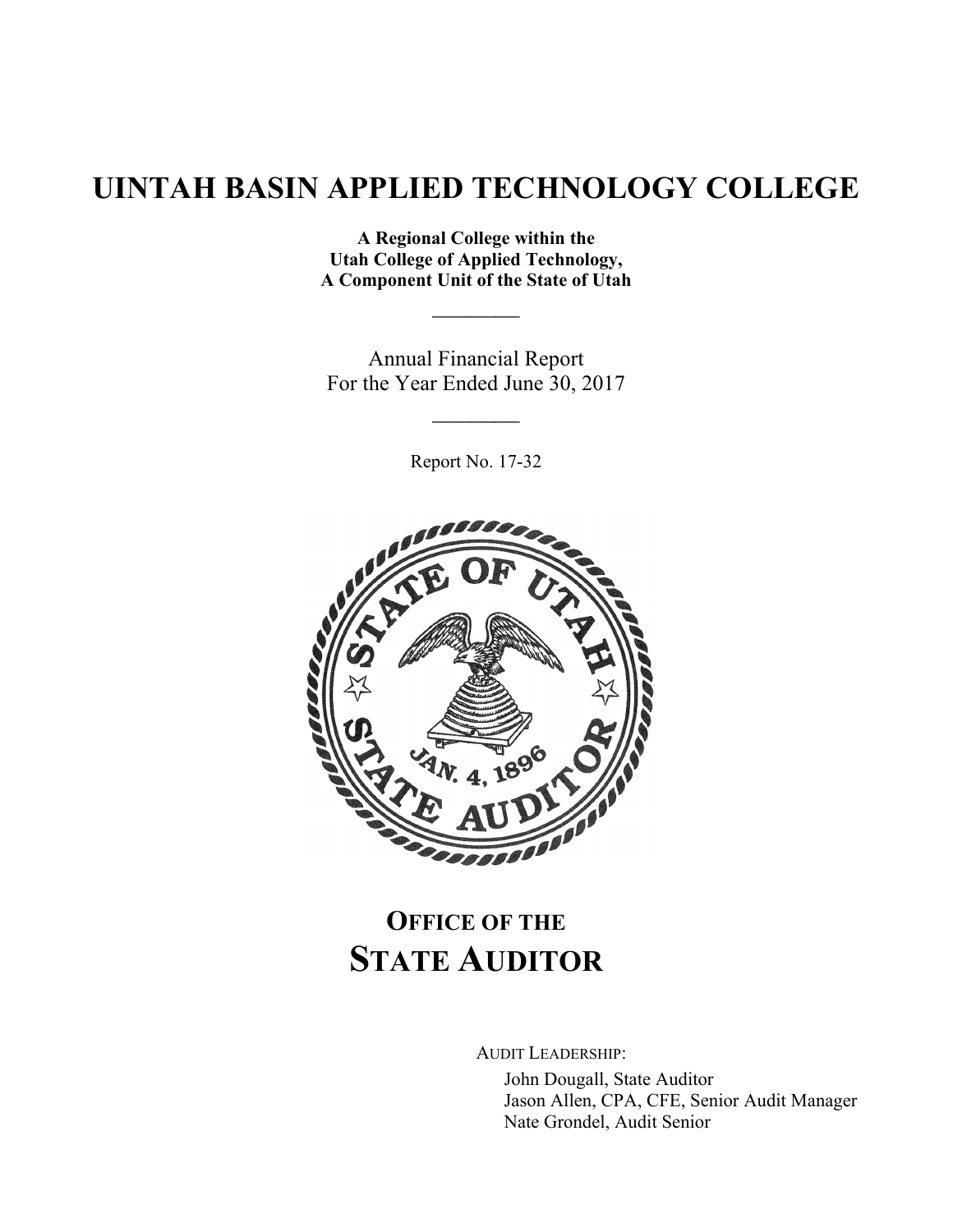# UINTAH BASIN APPLIED TECHNOLOGY COLLEGE

**A Regional College within the**
**Utah College of Applied Technology,**
**A Component Unit of the State of Utah**

---

Annual Financial Report
For the Year Ended June 30, 2017

---

Report No. 17-32

## OFFICE OF THE STATE AUDITOR

AUDIT LEADERSHIP:

John Dougall, State Auditor
Jason Allen, CPA, CFE, Senior Audit Manager
Nate Grondel, Audit Senior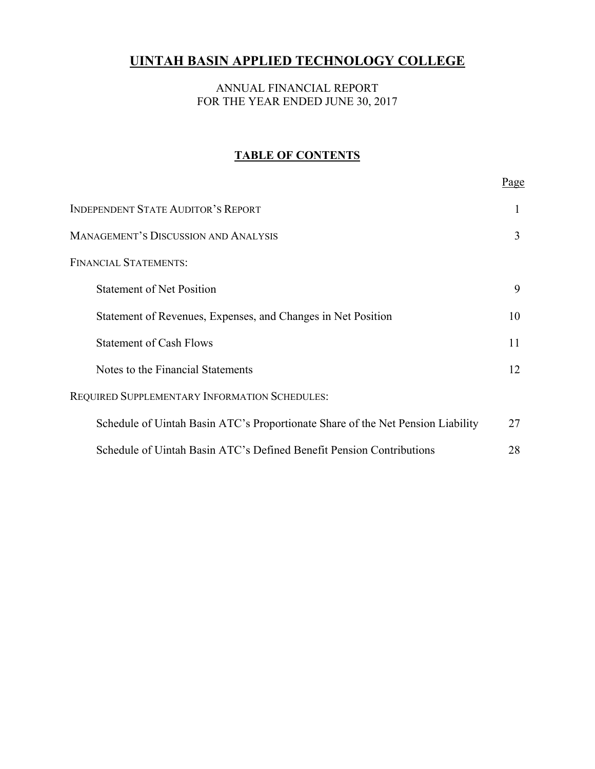# UINTAH BASIN APPLIED TECHNOLOGY COLLEGE

ANNUAL FINANCIAL REPORT
FOR THE YEAR ENDED JUNE 30, 2017

## TABLE OF CONTENTS

| | Page |
|---|---|
| INDEPENDENT STATE AUDITOR'S REPORT | 1 |
| MANAGEMENT'S DISCUSSION AND ANALYSIS | 3 |
| FINANCIAL STATEMENTS: | |
| Statement of Net Position | 9 |
| Statement of Revenues, Expenses, and Changes in Net Position | 10 |
| Statement of Cash Flows | 11 |
| Notes to the Financial Statements | 12 |
| REQUIRED SUPPLEMENTARY INFORMATION SCHEDULES: | |
| Schedule of Uintah Basin ATC's Proportionate Share of the Net Pension Liability | 27 |
| Schedule of Uintah Basin ATC's Defined Benefit Pension Contributions | 28 |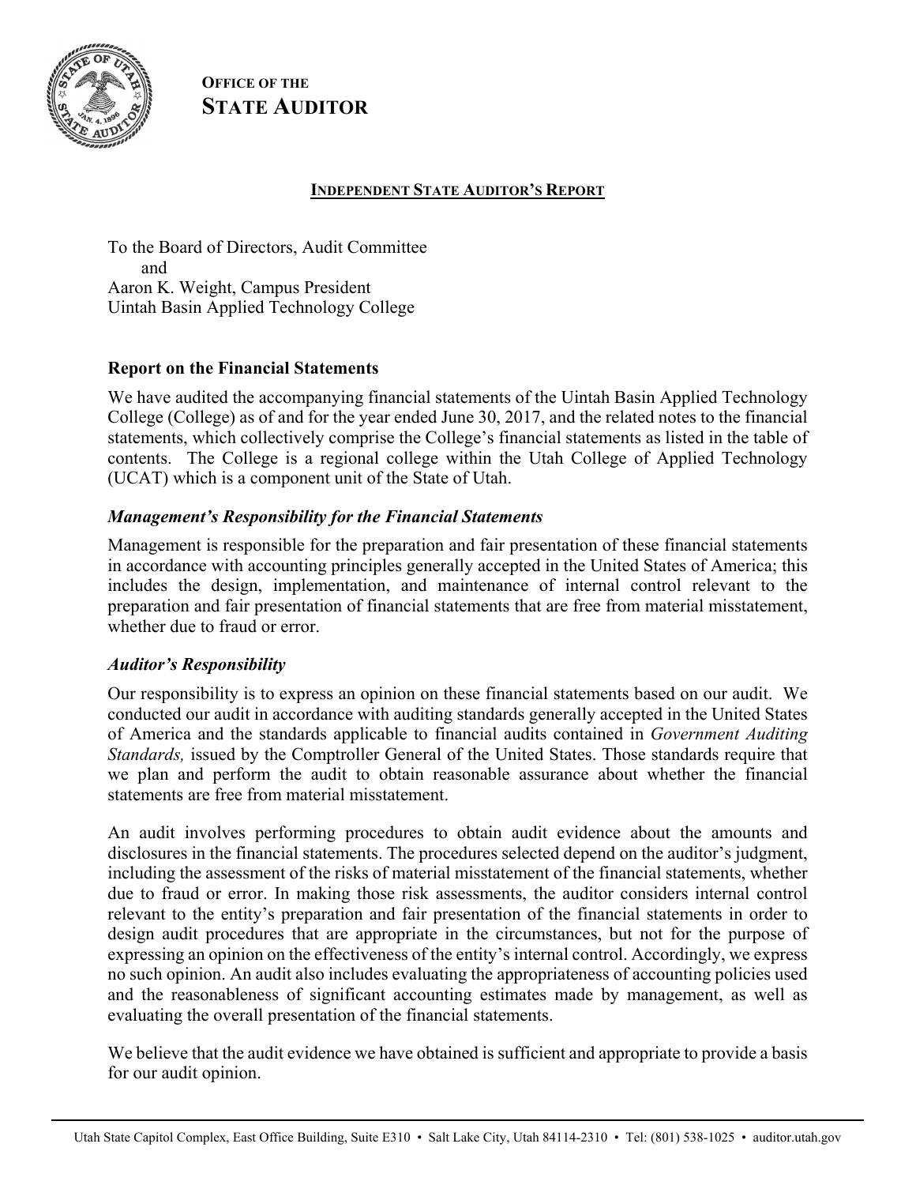**OFFICE OF THE STATE AUDITOR**

## INDEPENDENT STATE AUDITOR'S REPORT

To the Board of Directors, Audit Committee
and
Aaron K. Weight, Campus President
Uintah Basin Applied Technology College

### Report on the Financial Statements

We have audited the accompanying financial statements of the Uintah Basin Applied Technology College (College) as of and for the year ended June 30, 2017, and the related notes to the financial statements, which collectively comprise the College's financial statements as listed in the table of contents. The College is a regional college within the Utah College of Applied Technology (UCAT) which is a component unit of the State of Utah.

#### *Management's Responsibility for the Financial Statements*

Management is responsible for the preparation and fair presentation of these financial statements in accordance with accounting principles generally accepted in the United States of America; this includes the design, implementation, and maintenance of internal control relevant to the preparation and fair presentation of financial statements that are free from material misstatement, whether due to fraud or error.

#### *Auditor's Responsibility*

Our responsibility is to express an opinion on these financial statements based on our audit. We conducted our audit in accordance with auditing standards generally accepted in the United States of America and the standards applicable to financial audits contained in *Government Auditing Standards,* issued by the Comptroller General of the United States. Those standards require that we plan and perform the audit to obtain reasonable assurance about whether the financial statements are free from material misstatement.

An audit involves performing procedures to obtain audit evidence about the amounts and disclosures in the financial statements. The procedures selected depend on the auditor's judgment, including the assessment of the risks of material misstatement of the financial statements, whether due to fraud or error. In making those risk assessments, the auditor considers internal control relevant to the entity's preparation and fair presentation of the financial statements in order to design audit procedures that are appropriate in the circumstances, but not for the purpose of expressing an opinion on the effectiveness of the entity's internal control. Accordingly, we express no such opinion. An audit also includes evaluating the appropriateness of accounting policies used and the reasonableness of significant accounting estimates made by management, as well as evaluating the overall presentation of the financial statements.

We believe that the audit evidence we have obtained is sufficient and appropriate to provide a basis for our audit opinion.

Utah State Capitol Complex, East Office Building, Suite E310 • Salt Lake City, Utah 84114-2310 • Tel: (801) 538-1025 • auditor.utah.gov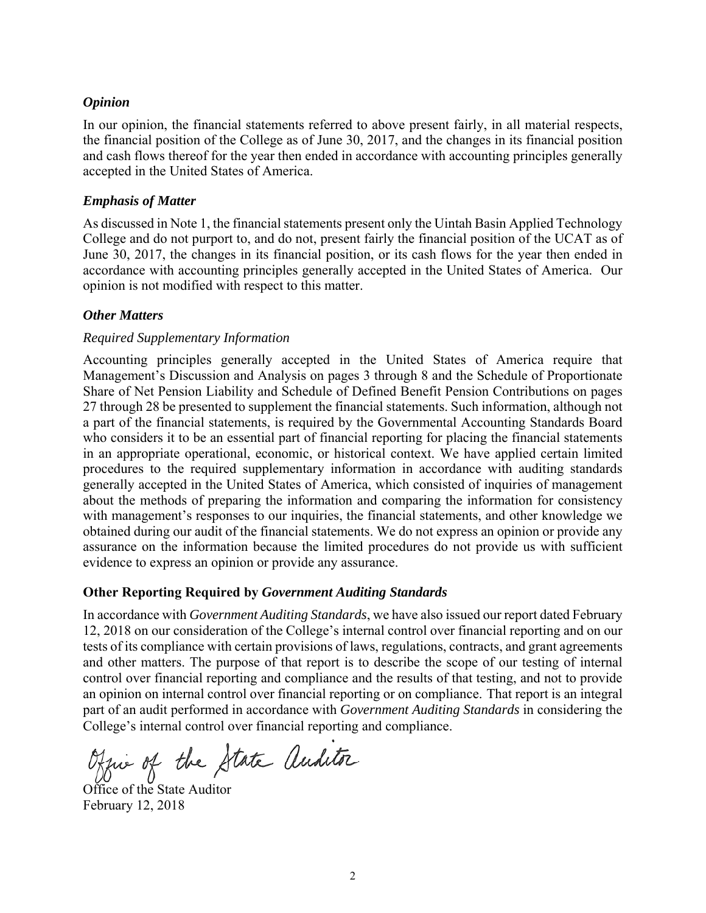### *Opinion*

In our opinion, the financial statements referred to above present fairly, in all material respects, the financial position of the College as of June 30, 2017, and the changes in its financial position and cash flows thereof for the year then ended in accordance with accounting principles generally accepted in the United States of America.

### *Emphasis of Matter*

As discussed in Note 1, the financial statements present only the Uintah Basin Applied Technology College and do not purport to, and do not, present fairly the financial position of the UCAT as of June 30, 2017, the changes in its financial position, or its cash flows for the year then ended in accordance with accounting principles generally accepted in the United States of America. Our opinion is not modified with respect to this matter.

### *Other Matters*

*Required Supplementary Information*

Accounting principles generally accepted in the United States of America require that Management's Discussion and Analysis on pages 3 through 8 and the Schedule of Proportionate Share of Net Pension Liability and Schedule of Defined Benefit Pension Contributions on pages 27 through 28 be presented to supplement the financial statements. Such information, although not a part of the financial statements, is required by the Governmental Accounting Standards Board who considers it to be an essential part of financial reporting for placing the financial statements in an appropriate operational, economic, or historical context. We have applied certain limited procedures to the required supplementary information in accordance with auditing standards generally accepted in the United States of America, which consisted of inquiries of management about the methods of preparing the information and comparing the information for consistency with management's responses to our inquiries, the financial statements, and other knowledge we obtained during our audit of the financial statements. We do not express an opinion or provide any assurance on the information because the limited procedures do not provide us with sufficient evidence to express an opinion or provide any assurance.

### Other Reporting Required by *Government Auditing Standards*

In accordance with *Government Auditing Standards*, we have also issued our report dated February 12, 2018 on our consideration of the College's internal control over financial reporting and on our tests of its compliance with certain provisions of laws, regulations, contracts, and grant agreements and other matters. The purpose of that report is to describe the scope of our testing of internal control over financial reporting and compliance and the results of that testing, and not to provide an opinion on internal control over financial reporting or on compliance. That report is an integral part of an audit performed in accordance with *Government Auditing Standards* in considering the College's internal control over financial reporting and compliance.

Office of the State Auditor

Office of the State Auditor
February 12, 2018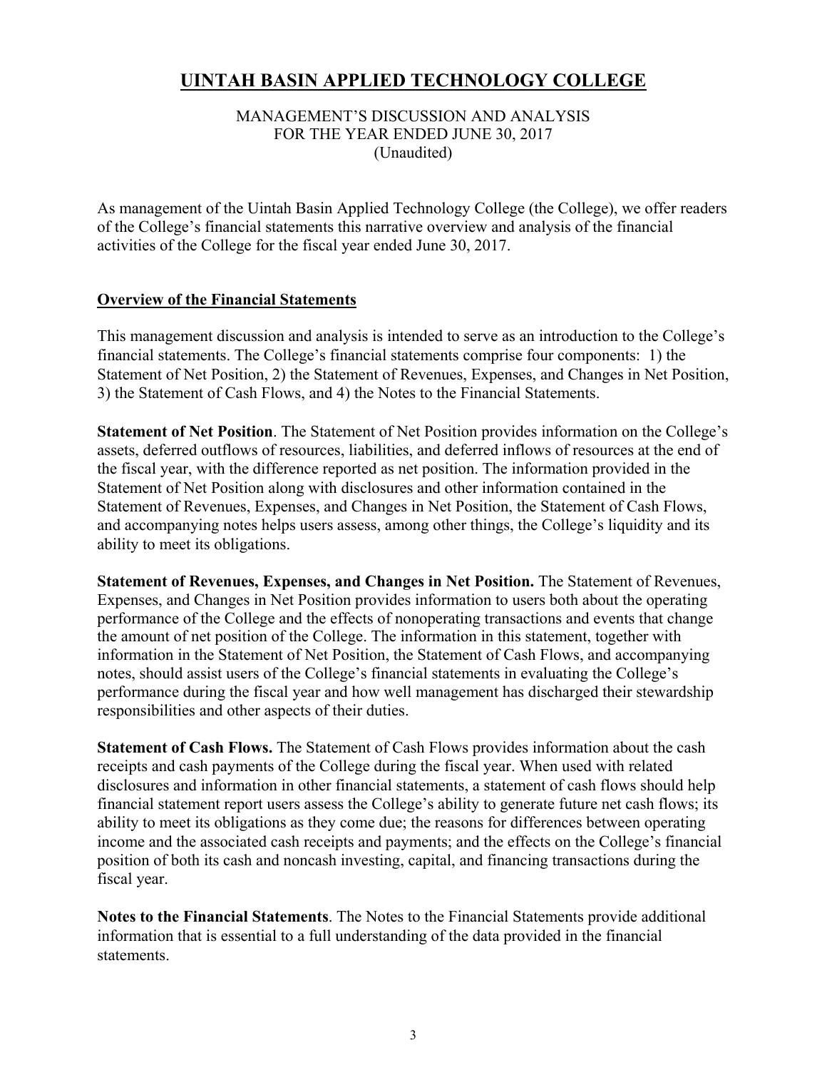# UINTAH BASIN APPLIED TECHNOLOGY COLLEGE

MANAGEMENT'S DISCUSSION AND ANALYSIS
FOR THE YEAR ENDED JUNE 30, 2017
(Unaudited)

As management of the Uintah Basin Applied Technology College (the College), we offer readers of the College's financial statements this narrative overview and analysis of the financial activities of the College for the fiscal year ended June 30, 2017.

## Overview of the Financial Statements

This management discussion and analysis is intended to serve as an introduction to the College's financial statements. The College's financial statements comprise four components: 1) the Statement of Net Position, 2) the Statement of Revenues, Expenses, and Changes in Net Position, 3) the Statement of Cash Flows, and 4) the Notes to the Financial Statements.

**Statement of Net Position**. The Statement of Net Position provides information on the College's assets, deferred outflows of resources, liabilities, and deferred inflows of resources at the end of the fiscal year, with the difference reported as net position. The information provided in the Statement of Net Position along with disclosures and other information contained in the Statement of Revenues, Expenses, and Changes in Net Position, the Statement of Cash Flows, and accompanying notes helps users assess, among other things, the College's liquidity and its ability to meet its obligations.

**Statement of Revenues, Expenses, and Changes in Net Position.** The Statement of Revenues, Expenses, and Changes in Net Position provides information to users both about the operating performance of the College and the effects of nonoperating transactions and events that change the amount of net position of the College. The information in this statement, together with information in the Statement of Net Position, the Statement of Cash Flows, and accompanying notes, should assist users of the College's financial statements in evaluating the College's performance during the fiscal year and how well management has discharged their stewardship responsibilities and other aspects of their duties.

**Statement of Cash Flows.** The Statement of Cash Flows provides information about the cash receipts and cash payments of the College during the fiscal year. When used with related disclosures and information in other financial statements, a statement of cash flows should help financial statement report users assess the College's ability to generate future net cash flows; its ability to meet its obligations as they come due; the reasons for differences between operating income and the associated cash receipts and payments; and the effects on the College's financial position of both its cash and noncash investing, capital, and financing transactions during the fiscal year.

**Notes to the Financial Statements**. The Notes to the Financial Statements provide additional information that is essential to a full understanding of the data provided in the financial statements.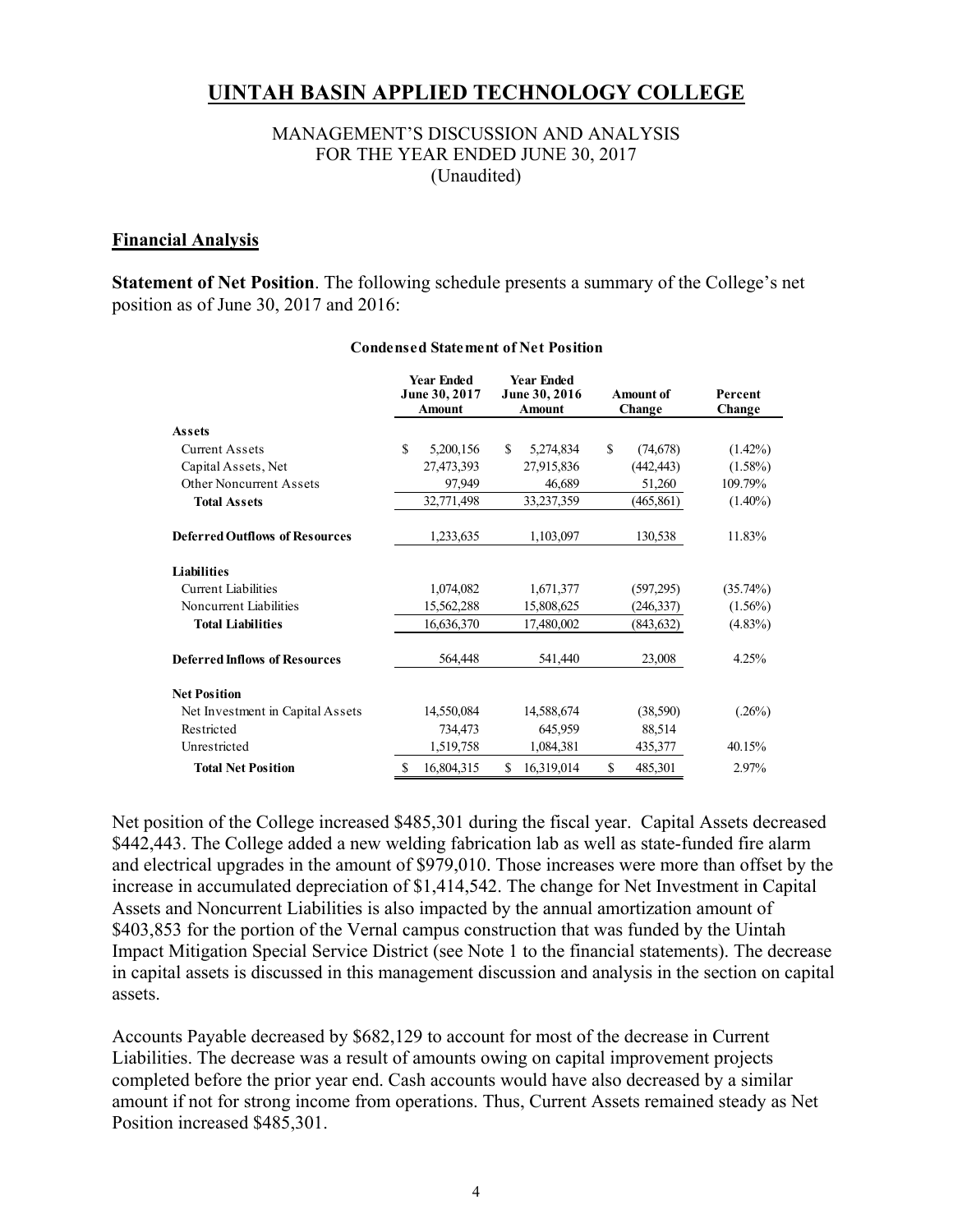# UINTAH BASIN APPLIED TECHNOLOGY COLLEGE

MANAGEMENT'S DISCUSSION AND ANALYSIS
FOR THE YEAR ENDED JUNE 30, 2017
(Unaudited)

## Financial Analysis

**Statement of Net Position**. The following schedule presents a summary of the College's net position as of June 30, 2017 and 2016:

**Condensed Statement of Net Position**

| | Year Ended June 30, 2017 Amount | Year Ended June 30, 2016 Amount | Amount of Change | Percent Change |
|---|---|---|---|---|
| **Assets** | | | | |
| Current Assets | $ 5,200,156 | $ 5,274,834 | $ (74,678) | (1.42%) |
| Capital Assets, Net | 27,473,393 | 27,915,836 | (442,443) | (1.58%) |
| Other Noncurrent Assets | 97,949 | 46,689 | 51,260 | 109.79% |
| **Total Assets** | 32,771,498 | 33,237,359 | (465,861) | (1.40%) |
| **Deferred Outflows of Resources** | 1,233,635 | 1,103,097 | 130,538 | 11.83% |
| **Liabilities** | | | | |
| Current Liabilities | 1,074,082 | 1,671,377 | (597,295) | (35.74%) |
| Noncurrent Liabilities | 15,562,288 | 15,808,625 | (246,337) | (1.56%) |
| **Total Liabilities** | 16,636,370 | 17,480,002 | (843,632) | (4.83%) |
| **Deferred Inflows of Resources** | 564,448 | 541,440 | 23,008 | 4.25% |
| **Net Position** | | | | |
| Net Investment in Capital Assets | 14,550,084 | 14,588,674 | (38,590) | (.26%) |
| Restricted | 734,473 | 645,959 | 88,514 | |
| Unrestricted | 1,519,758 | 1,084,381 | 435,377 | 40.15% |
| **Total Net Position** | $ 16,804,315 | $ 16,319,014 | $ 485,301 | 2.97% |

Net position of the College increased $485,301 during the fiscal year. Capital Assets decreased $442,443. The College added a new welding fabrication lab as well as state-funded fire alarm and electrical upgrades in the amount of $979,010. Those increases were more than offset by the increase in accumulated depreciation of $1,414,542. The change for Net Investment in Capital Assets and Noncurrent Liabilities is also impacted by the annual amortization amount of $403,853 for the portion of the Vernal campus construction that was funded by the Uintah Impact Mitigation Special Service District (see Note 1 to the financial statements). The decrease in capital assets is discussed in this management discussion and analysis in the section on capital assets.

Accounts Payable decreased by $682,129 to account for most of the decrease in Current Liabilities. The decrease was a result of amounts owing on capital improvement projects completed before the prior year end. Cash accounts would have also decreased by a similar amount if not for strong income from operations. Thus, Current Assets remained steady as Net Position increased $485,301.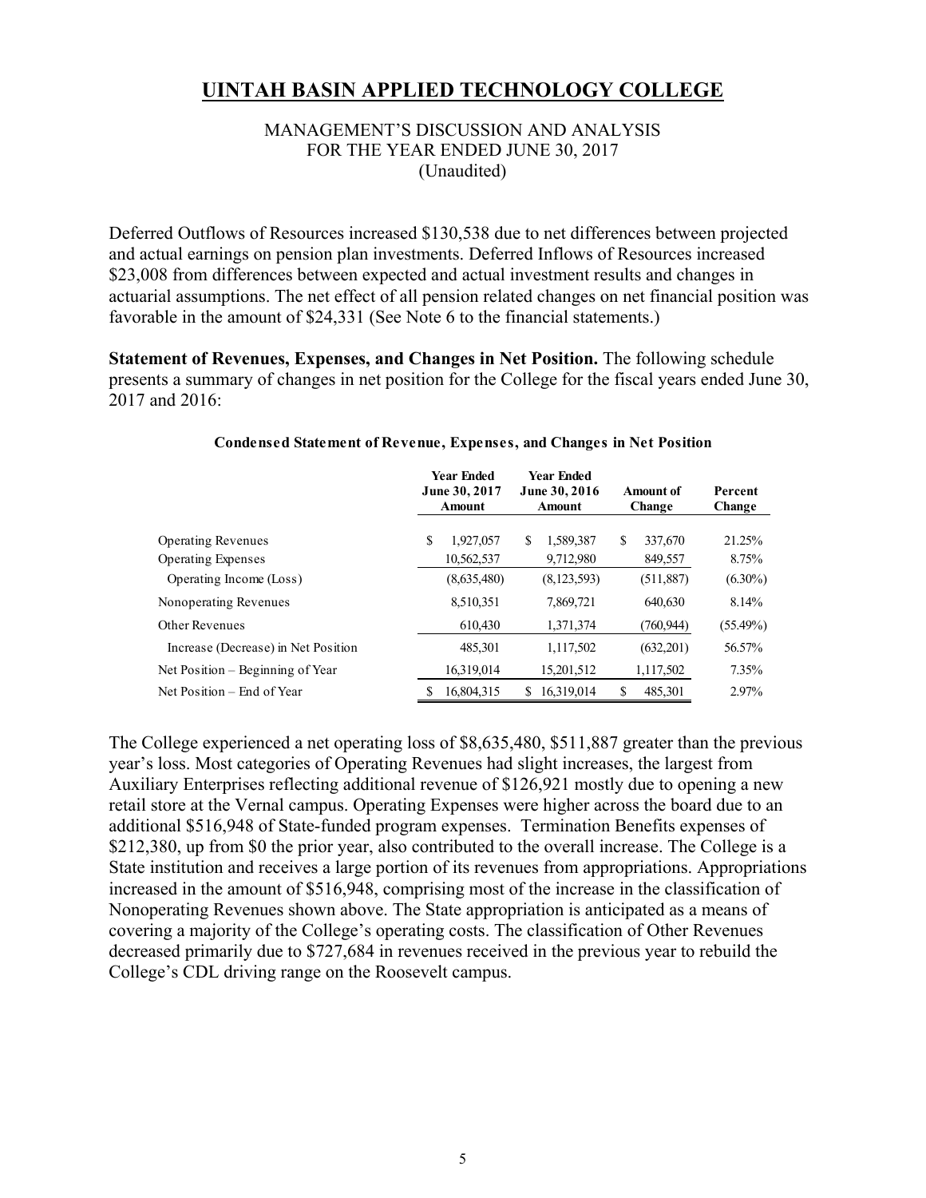# UINTAH BASIN APPLIED TECHNOLOGY COLLEGE

MANAGEMENT'S DISCUSSION AND ANALYSIS
FOR THE YEAR ENDED JUNE 30, 2017
(Unaudited)

Deferred Outflows of Resources increased $130,538 due to net differences between projected and actual earnings on pension plan investments. Deferred Inflows of Resources increased $23,008 from differences between expected and actual investment results and changes in actuarial assumptions. The net effect of all pension related changes on net financial position was favorable in the amount of $24,331 (See Note 6 to the financial statements.)

**Statement of Revenues, Expenses, and Changes in Net Position.** The following schedule presents a summary of changes in net position for the College for the fiscal years ended June 30, 2017 and 2016:

**Condensed Statement of Revenue, Expenses, and Changes in Net Position**

| | Year Ended June 30, 2017 Amount | Year Ended June 30, 2016 Amount | Amount of Change | Percent Change |
|---|---|---|---|---|
| Operating Revenues | $ 1,927,057 | $ 1,589,387 | $ 337,670 | 21.25% |
| Operating Expenses | 10,562,537 | 9,712,980 | 849,557 | 8.75% |
| Operating Income (Loss) | (8,635,480) | (8,123,593) | (511,887) | (6.30%) |
| Nonoperating Revenues | 8,510,351 | 7,869,721 | 640,630 | 8.14% |
| Other Revenues | 610,430 | 1,371,374 | (760,944) | (55.49%) |
| Increase (Decrease) in Net Position | 485,301 | 1,117,502 | (632,201) | 56.57% |
| Net Position – Beginning of Year | 16,319,014 | 15,201,512 | 1,117,502 | 7.35% |
| Net Position – End of Year | $ 16,804,315 | $ 16,319,014 | $ 485,301 | 2.97% |

The College experienced a net operating loss of $8,635,480, $511,887 greater than the previous year's loss. Most categories of Operating Revenues had slight increases, the largest from Auxiliary Enterprises reflecting additional revenue of $126,921 mostly due to opening a new retail store at the Vernal campus. Operating Expenses were higher across the board due to an additional $516,948 of State-funded program expenses. Termination Benefits expenses of $212,380, up from $0 the prior year, also contributed to the overall increase. The College is a State institution and receives a large portion of its revenues from appropriations. Appropriations increased in the amount of $516,948, comprising most of the increase in the classification of Nonoperating Revenues shown above. The State appropriation is anticipated as a means of covering a majority of the College's operating costs. The classification of Other Revenues decreased primarily due to $727,684 in revenues received in the previous year to rebuild the College's CDL driving range on the Roosevelt campus.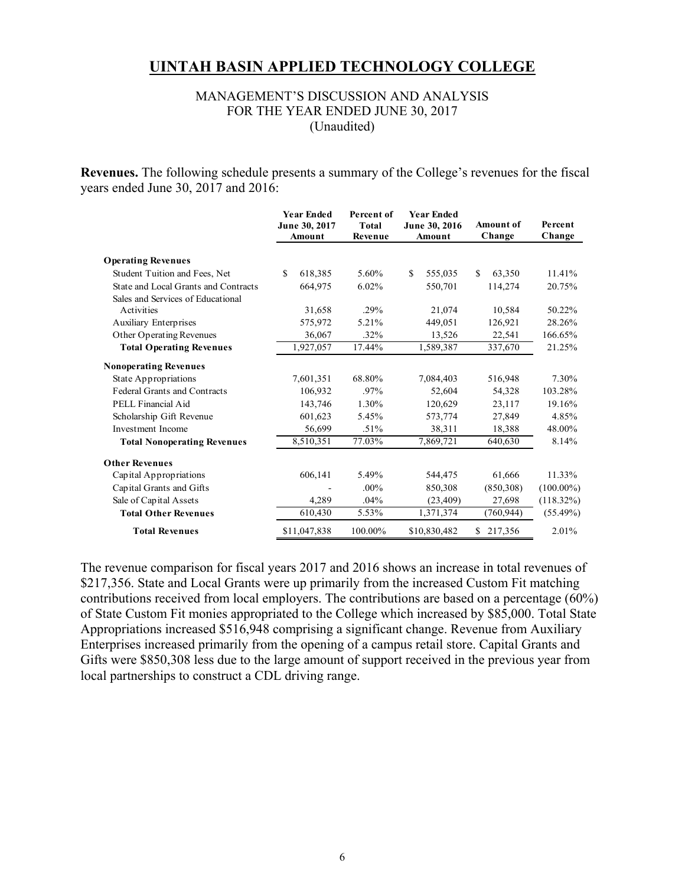# UINTAH BASIN APPLIED TECHNOLOGY COLLEGE

MANAGEMENT'S DISCUSSION AND ANALYSIS
FOR THE YEAR ENDED JUNE 30, 2017
(Unaudited)

**Revenues.** The following schedule presents a summary of the College's revenues for the fiscal years ended June 30, 2017 and 2016:

| | Year Ended June 30, 2017 Amount | Percent of Total Revenue | Year Ended June 30, 2016 Amount | Amount of Change | Percent Change |
|---|---|---|---|---|---|
| **Operating Revenues** | | | | | |
| Student Tuition and Fees, Net | $ 618,385 | 5.60% | $ 555,035 | $ 63,350 | 11.41% |
| State and Local Grants and Contracts | 664,975 | 6.02% | 550,701 | 114,274 | 20.75% |
| Sales and Services of Educational Activities | 31,658 | .29% | 21,074 | 10,584 | 50.22% |
| Auxiliary Enterprises | 575,972 | 5.21% | 449,051 | 126,921 | 28.26% |
| Other Operating Revenues | 36,067 | .32% | 13,526 | 22,541 | 166.65% |
| **Total Operating Revenues** | 1,927,057 | 17.44% | 1,589,387 | 337,670 | 21.25% |
| **Nonoperating Revenues** | | | | | |
| State Appropriations | 7,601,351 | 68.80% | 7,084,403 | 516,948 | 7.30% |
| Federal Grants and Contracts | 106,932 | .97% | 52,604 | 54,328 | 103.28% |
| PELL Financial Aid | 143,746 | 1.30% | 120,629 | 23,117 | 19.16% |
| Scholarship Gift Revenue | 601,623 | 5.45% | 573,774 | 27,849 | 4.85% |
| Investment Income | 56,699 | .51% | 38,311 | 18,388 | 48.00% |
| **Total Nonoperating Revenues** | 8,510,351 | 77.03% | 7,869,721 | 640,630 | 8.14% |
| **Other Revenues** | | | | | |
| Capital Appropriations | 606,141 | 5.49% | 544,475 | 61,666 | 11.33% |
| Capital Grants and Gifts | - | .00% | 850,308 | (850,308) | (100.00%) |
| Sale of Capital Assets | 4,289 | .04% | (23,409) | 27,698 | (118.32%) |
| **Total Other Revenues** | 610,430 | 5.53% | 1,371,374 | (760,944) | (55.49%) |
| **Total Revenues** | $11,047,838 | 100.00% | $10,830,482 | $ 217,356 | 2.01% |

The revenue comparison for fiscal years 2017 and 2016 shows an increase in total revenues of $217,356. State and Local Grants were up primarily from the increased Custom Fit matching contributions received from local employers. The contributions are based on a percentage (60%) of State Custom Fit monies appropriated to the College which increased by $85,000. Total State Appropriations increased $516,948 comprising a significant change. Revenue from Auxiliary Enterprises increased primarily from the opening of a campus retail store. Capital Grants and Gifts were $850,308 less due to the large amount of support received in the previous year from local partnerships to construct a CDL driving range.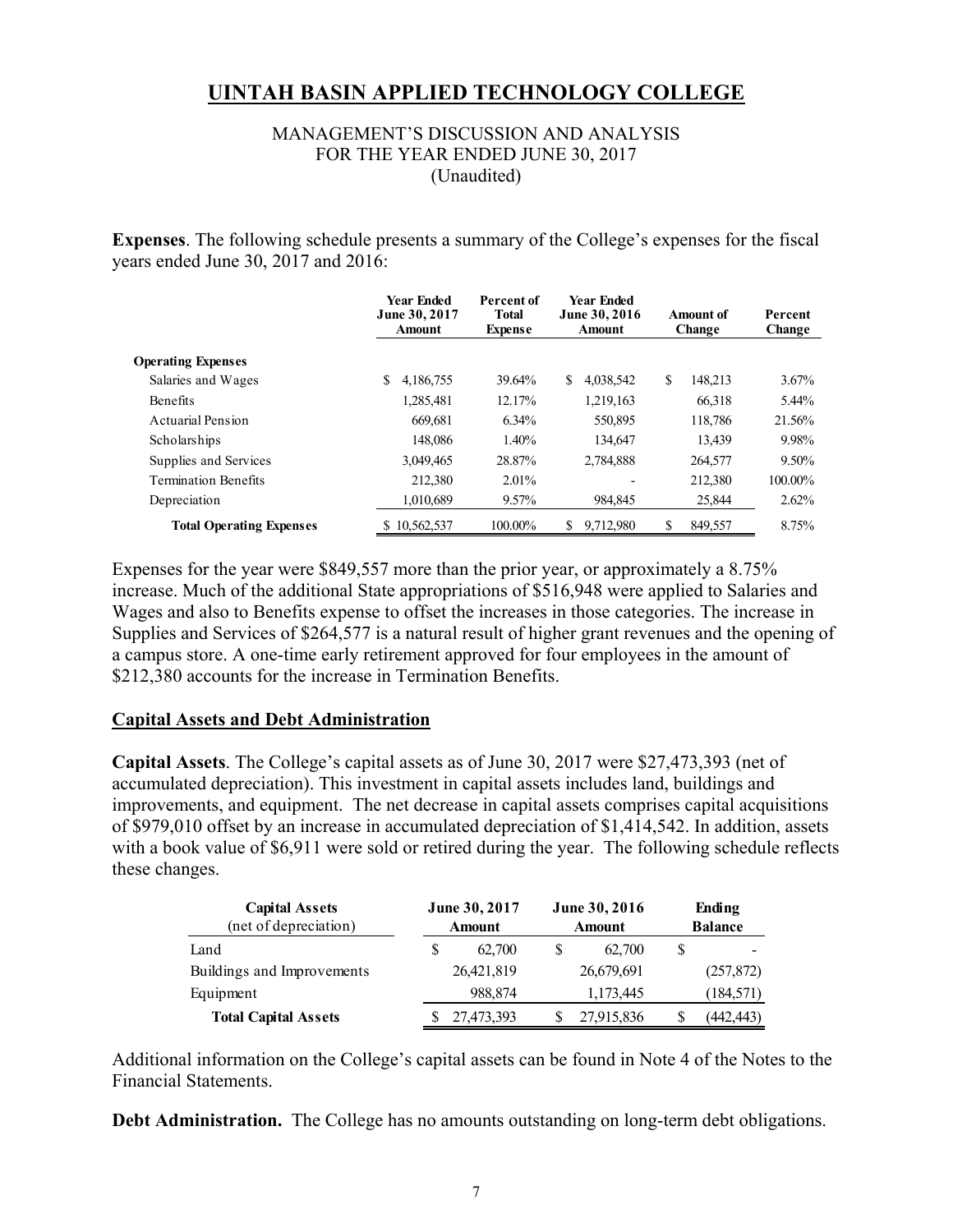# UINTAH BASIN APPLIED TECHNOLOGY COLLEGE

MANAGEMENT'S DISCUSSION AND ANALYSIS
FOR THE YEAR ENDED JUNE 30, 2017
(Unaudited)

**Expenses**. The following schedule presents a summary of the College's expenses for the fiscal years ended June 30, 2017 and 2016:

| | Year Ended June 30, 2017 Amount | Percent of Total Expense | Year Ended June 30, 2016 Amount | Amount of Change | Percent Change |
|---|---|---|---|---|---|
| **Operating Expenses** | | | | | |
| Salaries and Wages | $ 4,186,755 | 39.64% | $ 4,038,542 | $ 148,213 | 3.67% |
| Benefits | 1,285,481 | 12.17% | 1,219,163 | 66,318 | 5.44% |
| Actuarial Pension | 669,681 | 6.34% | 550,895 | 118,786 | 21.56% |
| Scholarships | 148,086 | 1.40% | 134,647 | 13,439 | 9.98% |
| Supplies and Services | 3,049,465 | 28.87% | 2,784,888 | 264,577 | 9.50% |
| Termination Benefits | 212,380 | 2.01% | - | 212,380 | 100.00% |
| Depreciation | 1,010,689 | 9.57% | 984,845 | 25,844 | 2.62% |
| **Total Operating Expenses** | $ 10,562,537 | 100.00% | $ 9,712,980 | $ 849,557 | 8.75% |

Expenses for the year were $849,557 more than the prior year, or approximately a 8.75% increase. Much of the additional State appropriations of $516,948 were applied to Salaries and Wages and also to Benefits expense to offset the increases in those categories. The increase in Supplies and Services of $264,577 is a natural result of higher grant revenues and the opening of a campus store. A one-time early retirement approved for four employees in the amount of $212,380 accounts for the increase in Termination Benefits.

## Capital Assets and Debt Administration

**Capital Assets**. The College's capital assets as of June 30, 2017 were $27,473,393 (net of accumulated depreciation). This investment in capital assets includes land, buildings and improvements, and equipment. The net decrease in capital assets comprises capital acquisitions of $979,010 offset by an increase in accumulated depreciation of $1,414,542. In addition, assets with a book value of $6,911 were sold or retired during the year. The following schedule reflects these changes.

| Capital Assets (net of depreciation) | June 30, 2017 Amount | June 30, 2016 Amount | Ending Balance |
|---|---|---|---|
| Land | $ 62,700 | $ 62,700 | $ - |
| Buildings and Improvements | 26,421,819 | 26,679,691 | (257,872) |
| Equipment | 988,874 | 1,173,445 | (184,571) |
| **Total Capital Assets** | $ 27,473,393 | $ 27,915,836 | $ (442,443) |

Additional information on the College's capital assets can be found in Note 4 of the Notes to the Financial Statements.

**Debt Administration.** The College has no amounts outstanding on long-term debt obligations.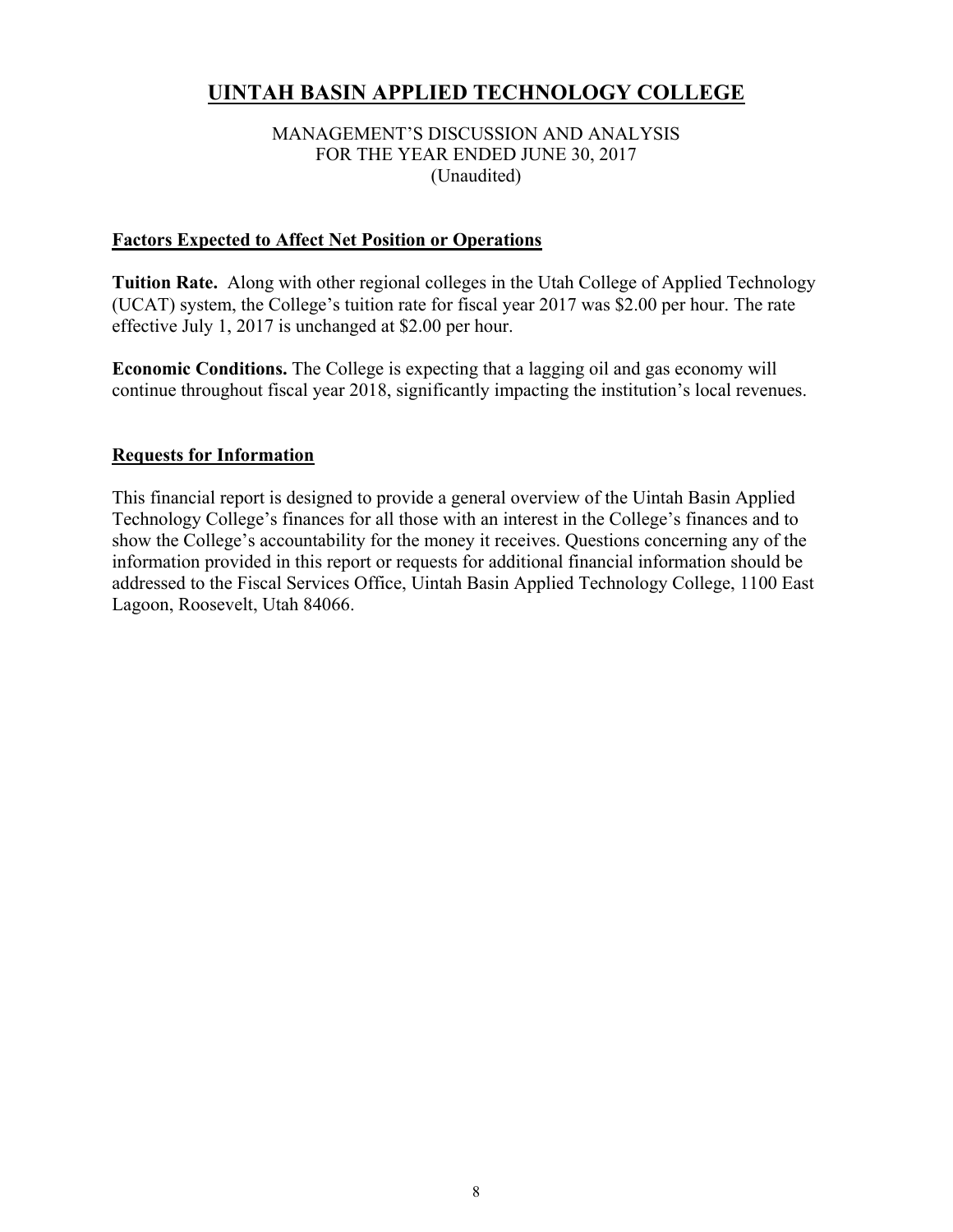# UINTAH BASIN APPLIED TECHNOLOGY COLLEGE

MANAGEMENT'S DISCUSSION AND ANALYSIS
FOR THE YEAR ENDED JUNE 30, 2017
(Unaudited)

## Factors Expected to Affect Net Position or Operations

**Tuition Rate.** Along with other regional colleges in the Utah College of Applied Technology (UCAT) system, the College's tuition rate for fiscal year 2017 was $2.00 per hour. The rate effective July 1, 2017 is unchanged at $2.00 per hour.

**Economic Conditions.** The College is expecting that a lagging oil and gas economy will continue throughout fiscal year 2018, significantly impacting the institution's local revenues.

## Requests for Information

This financial report is designed to provide a general overview of the Uintah Basin Applied Technology College's finances for all those with an interest in the College's finances and to show the College's accountability for the money it receives. Questions concerning any of the information provided in this report or requests for additional financial information should be addressed to the Fiscal Services Office, Uintah Basin Applied Technology College, 1100 East Lagoon, Roosevelt, Utah 84066.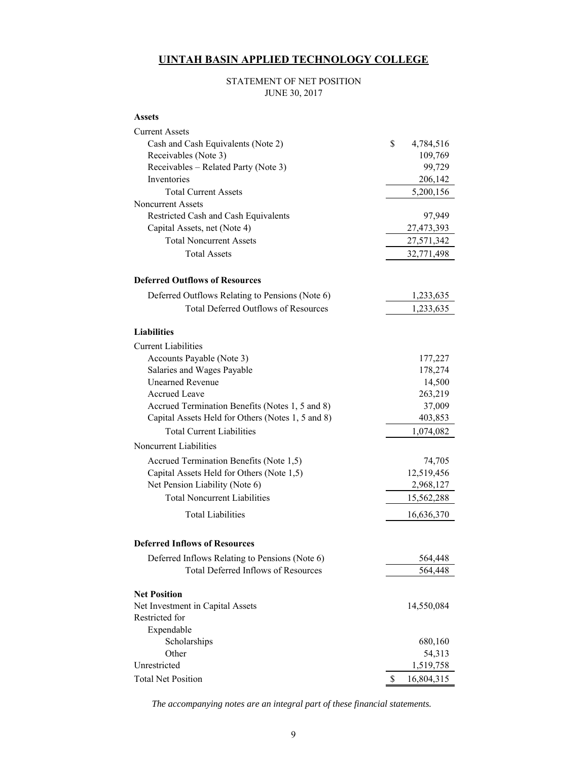# UINTAH BASIN APPLIED TECHNOLOGY COLLEGE

STATEMENT OF NET POSITION
JUNE 30, 2017

| | |
|---|---|
| **Assets** | |
| Current Assets | |
| Cash and Cash Equivalents (Note 2) | $ 4,784,516 |
| Receivables (Note 3) | 109,769 |
| Receivables – Related Party (Note 3) | 99,729 |
| Inventories | 206,142 |
| Total Current Assets | 5,200,156 |
| Noncurrent Assets | |
| Restricted Cash and Cash Equivalents | 97,949 |
| Capital Assets, net (Note 4) | 27,473,393 |
| Total Noncurrent Assets | 27,571,342 |
| Total Assets | 32,771,498 |
| **Deferred Outflows of Resources** | |
| Deferred Outflows Relating to Pensions (Note 6) | 1,233,635 |
| Total Deferred Outflows of Resources | 1,233,635 |
| **Liabilities** | |
| Current Liabilities | |
| Accounts Payable (Note 3) | 177,227 |
| Salaries and Wages Payable | 178,274 |
| Unearned Revenue | 14,500 |
| Accrued Leave | 263,219 |
| Accrued Termination Benefits (Notes 1, 5 and 8) | 37,009 |
| Capital Assets Held for Others (Notes 1, 5 and 8) | 403,853 |
| Total Current Liabilities | 1,074,082 |
| Noncurrent Liabilities | |
| Accrued Termination Benefits (Note 1,5) | 74,705 |
| Capital Assets Held for Others (Note 1,5) | 12,519,456 |
| Net Pension Liability (Note 6) | 2,968,127 |
| Total Noncurrent Liabilities | 15,562,288 |
| Total Liabilities | 16,636,370 |
| **Deferred Inflows of Resources** | |
| Deferred Inflows Relating to Pensions (Note 6) | 564,448 |
| Total Deferred Inflows of Resources | 564,448 |
| **Net Position** | |
| Net Investment in Capital Assets | 14,550,084 |
| Restricted for | |
| Expendable | |
| Scholarships | 680,160 |
| Other | 54,313 |
| Unrestricted | 1,519,758 |
| Total Net Position | $ 16,804,315 |

*The accompanying notes are an integral part of these financial statements.*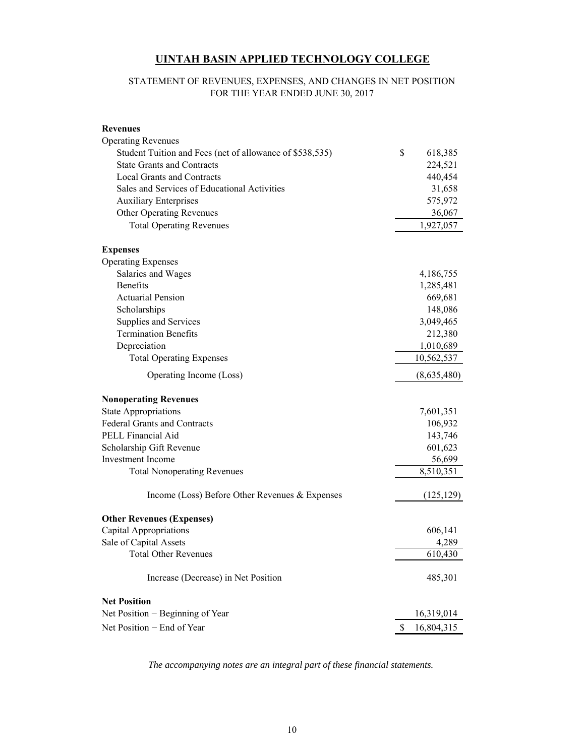# UINTAH BASIN APPLIED TECHNOLOGY COLLEGE

STATEMENT OF REVENUES, EXPENSES, AND CHANGES IN NET POSITION
FOR THE YEAR ENDED JUNE 30, 2017

| | |
|---|---|
| **Revenues** | |
| Operating Revenues | |
| Student Tuition and Fees (net of allowance of $538,535) | $ 618,385 |
| State Grants and Contracts | 224,521 |
| Local Grants and Contracts | 440,454 |
| Sales and Services of Educational Activities | 31,658 |
| Auxiliary Enterprises | 575,972 |
| Other Operating Revenues | 36,067 |
| Total Operating Revenues | 1,927,057 |
| **Expenses** | |
| Operating Expenses | |
| Salaries and Wages | 4,186,755 |
| Benefits | 1,285,481 |
| Actuarial Pension | 669,681 |
| Scholarships | 148,086 |
| Supplies and Services | 3,049,465 |
| Termination Benefits | 212,380 |
| Depreciation | 1,010,689 |
| Total Operating Expenses | 10,562,537 |
| Operating Income (Loss) | (8,635,480) |
| **Nonoperating Revenues** | |
| State Appropriations | 7,601,351 |
| Federal Grants and Contracts | 106,932 |
| PELL Financial Aid | 143,746 |
| Scholarship Gift Revenue | 601,623 |
| Investment Income | 56,699 |
| Total Nonoperating Revenues | 8,510,351 |
| Income (Loss) Before Other Revenues & Expenses | (125,129) |
| **Other Revenues (Expenses)** | |
| Capital Appropriations | 606,141 |
| Sale of Capital Assets | 4,289 |
| Total Other Revenues | 610,430 |
| Increase (Decrease) in Net Position | 485,301 |
| **Net Position** | |
| Net Position − Beginning of Year | 16,319,014 |
| Net Position − End of Year | $ 16,804,315 |

*The accompanying notes are an integral part of these financial statements.*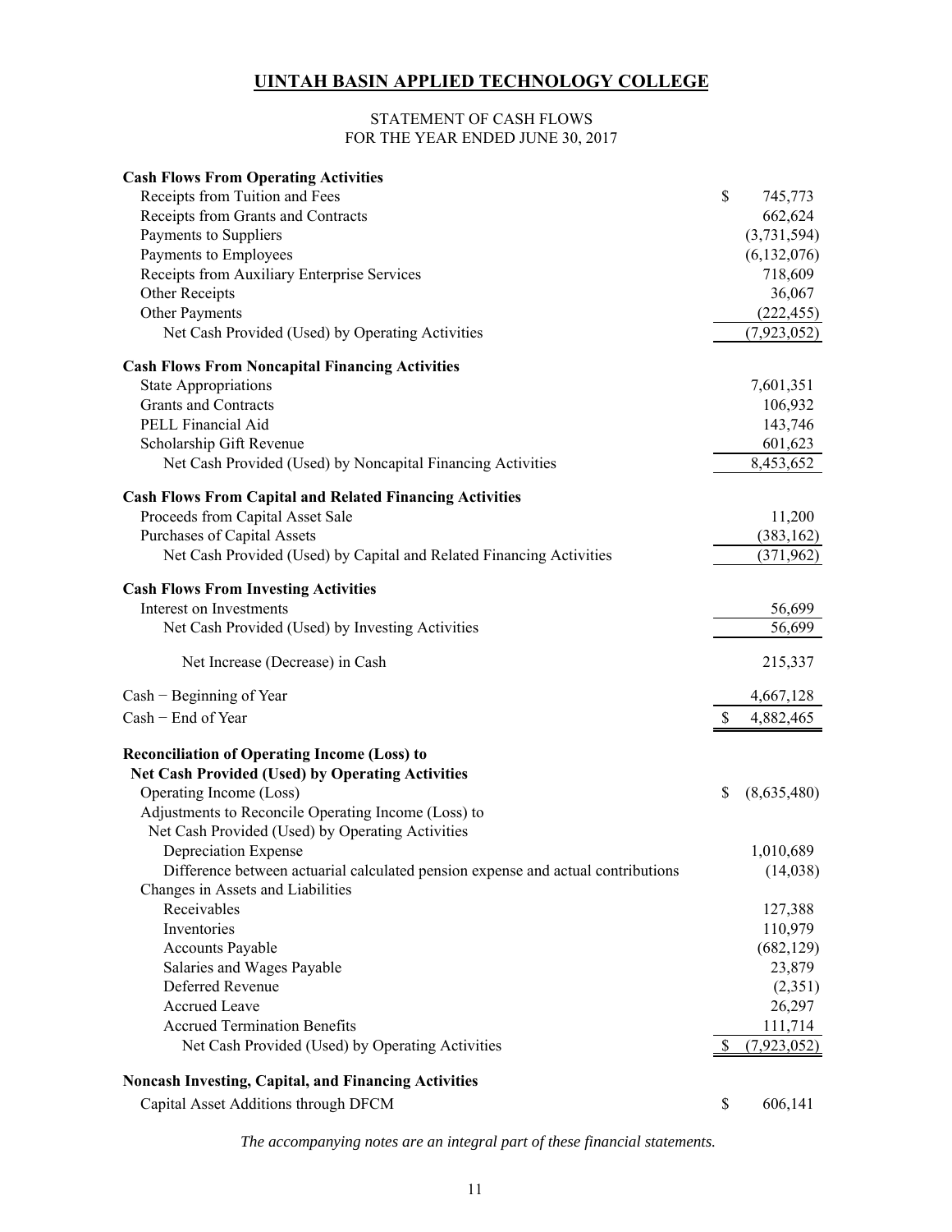# UINTAH BASIN APPLIED TECHNOLOGY COLLEGE

STATEMENT OF CASH FLOWS
FOR THE YEAR ENDED JUNE 30, 2017

| | |
|---|---|
| **Cash Flows From Operating Activities** | |
| Receipts from Tuition and Fees | $ 745,773 |
| Receipts from Grants and Contracts | 662,624 |
| Payments to Suppliers | (3,731,594) |
| Payments to Employees | (6,132,076) |
| Receipts from Auxiliary Enterprise Services | 718,609 |
| Other Receipts | 36,067 |
| Other Payments | (222,455) |
| Net Cash Provided (Used) by Operating Activities | (7,923,052) |
| **Cash Flows From Noncapital Financing Activities** | |
| State Appropriations | 7,601,351 |
| Grants and Contracts | 106,932 |
| PELL Financial Aid | 143,746 |
| Scholarship Gift Revenue | 601,623 |
| Net Cash Provided (Used) by Noncapital Financing Activities | 8,453,652 |
| **Cash Flows From Capital and Related Financing Activities** | |
| Proceeds from Capital Asset Sale | 11,200 |
| Purchases of Capital Assets | (383,162) |
| Net Cash Provided (Used) by Capital and Related Financing Activities | (371,962) |
| **Cash Flows From Investing Activities** | |
| Interest on Investments | 56,699 |
| Net Cash Provided (Used) by Investing Activities | 56,699 |
| Net Increase (Decrease) in Cash | 215,337 |
| Cash − Beginning of Year | 4,667,128 |
| Cash − End of Year | $ 4,882,465 |
| **Reconciliation of Operating Income (Loss) to Net Cash Provided (Used) by Operating Activities** | |
| Operating Income (Loss) | $ (8,635,480) |
| Adjustments to Reconcile Operating Income (Loss) to Net Cash Provided (Used) by Operating Activities | |
| Depreciation Expense | 1,010,689 |
| Difference between actuarial calculated pension expense and actual contributions | (14,038) |
| Changes in Assets and Liabilities | |
| Receivables | 127,388 |
| Inventories | 110,979 |
| Accounts Payable | (682,129) |
| Salaries and Wages Payable | 23,879 |
| Deferred Revenue | (2,351) |
| Accrued Leave | 26,297 |
| Accrued Termination Benefits | 111,714 |
| Net Cash Provided (Used) by Operating Activities | $ (7,923,052) |
| **Noncash Investing, Capital, and Financing Activities** | |
| Capital Asset Additions through DFCM | $ 606,141 |

*The accompanying notes are an integral part of these financial statements.*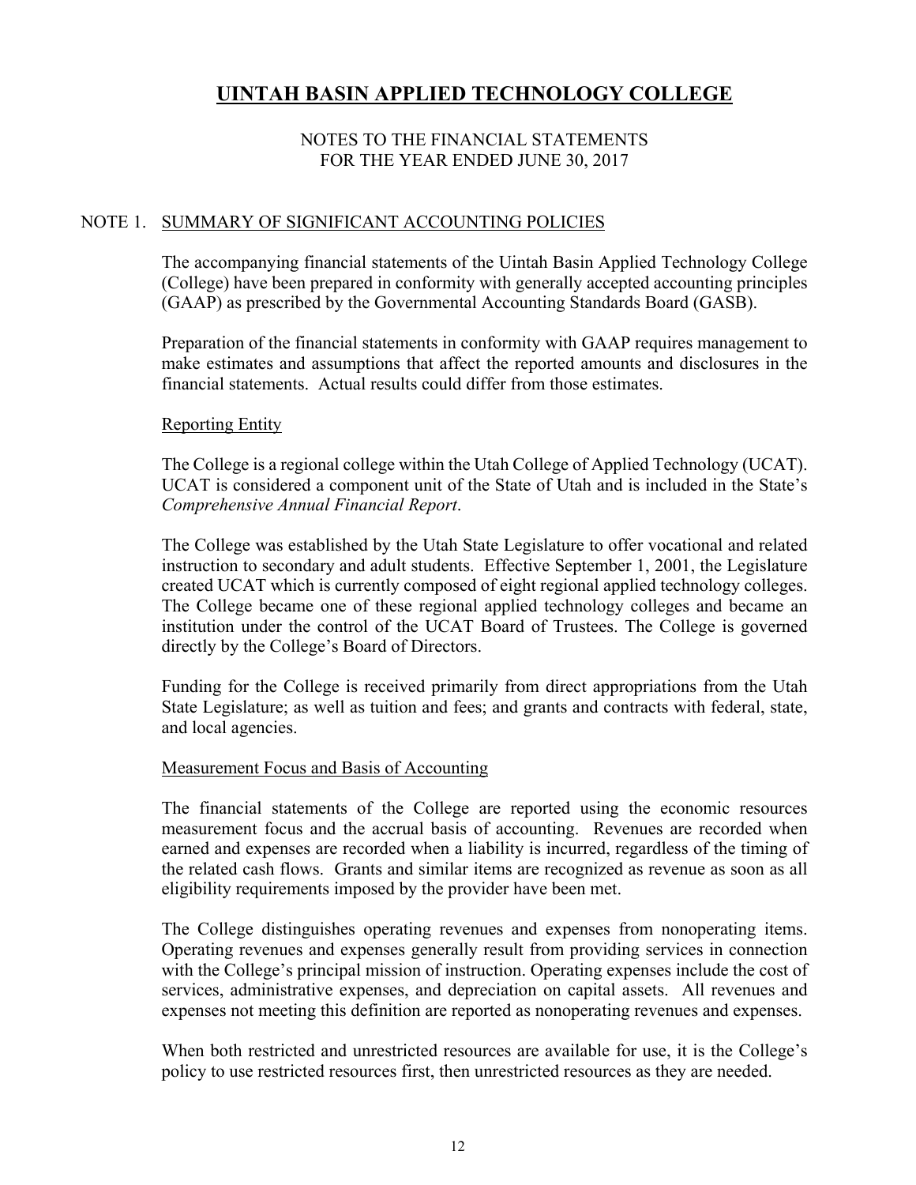# UINTAH BASIN APPLIED TECHNOLOGY COLLEGE

NOTES TO THE FINANCIAL STATEMENTS
FOR THE YEAR ENDED JUNE 30, 2017

## NOTE 1. SUMMARY OF SIGNIFICANT ACCOUNTING POLICIES

The accompanying financial statements of the Uintah Basin Applied Technology College (College) have been prepared in conformity with generally accepted accounting principles (GAAP) as prescribed by the Governmental Accounting Standards Board (GASB).

Preparation of the financial statements in conformity with GAAP requires management to make estimates and assumptions that affect the reported amounts and disclosures in the financial statements. Actual results could differ from those estimates.

### Reporting Entity

The College is a regional college within the Utah College of Applied Technology (UCAT). UCAT is considered a component unit of the State of Utah and is included in the State's *Comprehensive Annual Financial Report*.

The College was established by the Utah State Legislature to offer vocational and related instruction to secondary and adult students. Effective September 1, 2001, the Legislature created UCAT which is currently composed of eight regional applied technology colleges. The College became one of these regional applied technology colleges and became an institution under the control of the UCAT Board of Trustees. The College is governed directly by the College's Board of Directors.

Funding for the College is received primarily from direct appropriations from the Utah State Legislature; as well as tuition and fees; and grants and contracts with federal, state, and local agencies.

### Measurement Focus and Basis of Accounting

The financial statements of the College are reported using the economic resources measurement focus and the accrual basis of accounting. Revenues are recorded when earned and expenses are recorded when a liability is incurred, regardless of the timing of the related cash flows. Grants and similar items are recognized as revenue as soon as all eligibility requirements imposed by the provider have been met.

The College distinguishes operating revenues and expenses from nonoperating items. Operating revenues and expenses generally result from providing services in connection with the College's principal mission of instruction. Operating expenses include the cost of services, administrative expenses, and depreciation on capital assets. All revenues and expenses not meeting this definition are reported as nonoperating revenues and expenses.

When both restricted and unrestricted resources are available for use, it is the College's policy to use restricted resources first, then unrestricted resources as they are needed.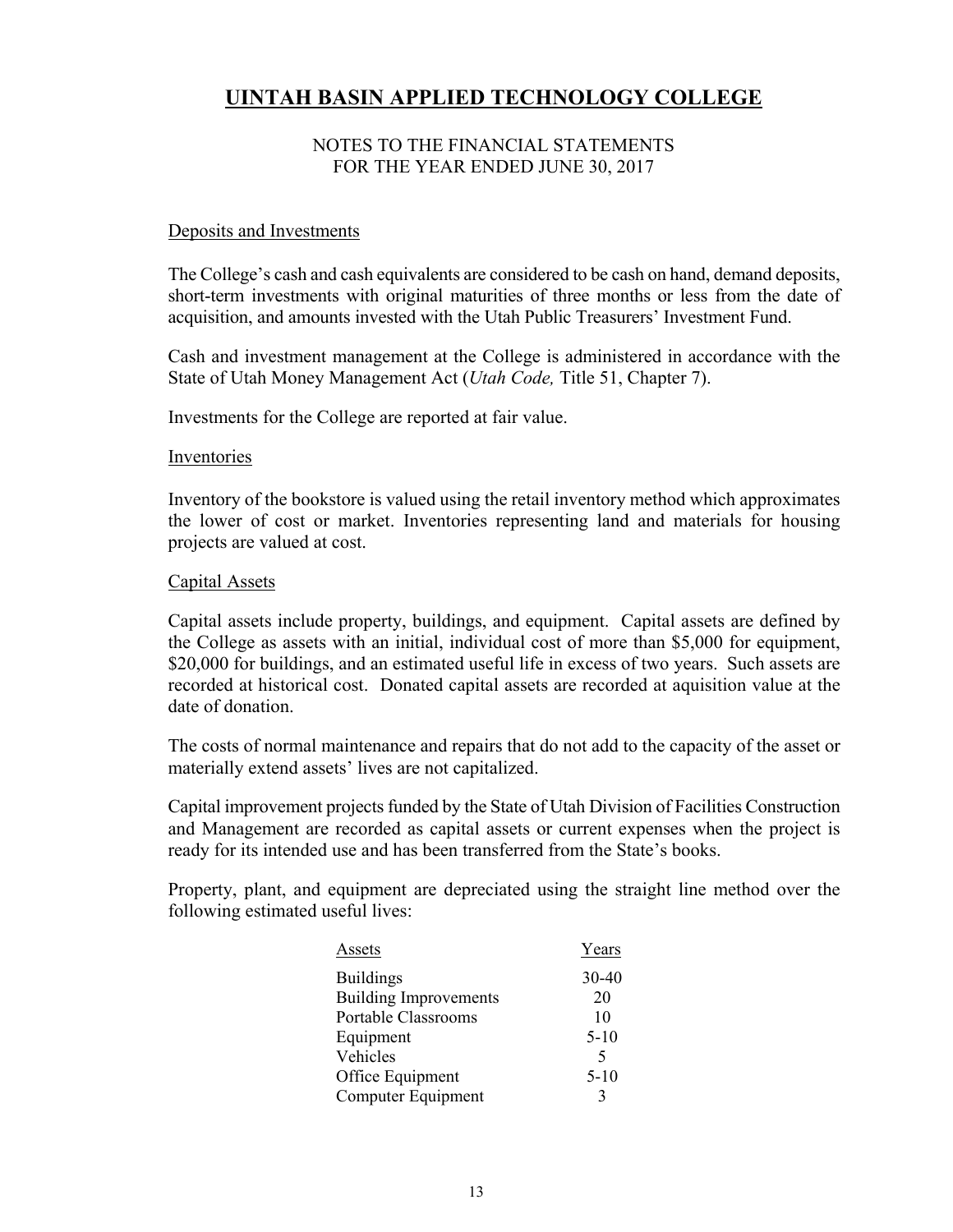# UINTAH BASIN APPLIED TECHNOLOGY COLLEGE

NOTES TO THE FINANCIAL STATEMENTS
FOR THE YEAR ENDED JUNE 30, 2017

Deposits and Investments

The College's cash and cash equivalents are considered to be cash on hand, demand deposits, short-term investments with original maturities of three months or less from the date of acquisition, and amounts invested with the Utah Public Treasurers' Investment Fund.

Cash and investment management at the College is administered in accordance with the State of Utah Money Management Act (*Utah Code,* Title 51, Chapter 7).

Investments for the College are reported at fair value.

Inventories

Inventory of the bookstore is valued using the retail inventory method which approximates the lower of cost or market. Inventories representing land and materials for housing projects are valued at cost.

Capital Assets

Capital assets include property, buildings, and equipment. Capital assets are defined by the College as assets with an initial, individual cost of more than $5,000 for equipment, $20,000 for buildings, and an estimated useful life in excess of two years. Such assets are recorded at historical cost. Donated capital assets are recorded at aquisition value at the date of donation.

The costs of normal maintenance and repairs that do not add to the capacity of the asset or materially extend assets' lives are not capitalized.

Capital improvement projects funded by the State of Utah Division of Facilities Construction and Management are recorded as capital assets or current expenses when the project is ready for its intended use and has been transferred from the State's books.

Property, plant, and equipment are depreciated using the straight line method over the following estimated useful lives:

| Assets | Years |
|---|---|
| Buildings | 30-40 |
| Building Improvements | 20 |
| Portable Classrooms | 10 |
| Equipment | 5-10 |
| Vehicles | 5 |
| Office Equipment | 5-10 |
| Computer Equipment | 3 |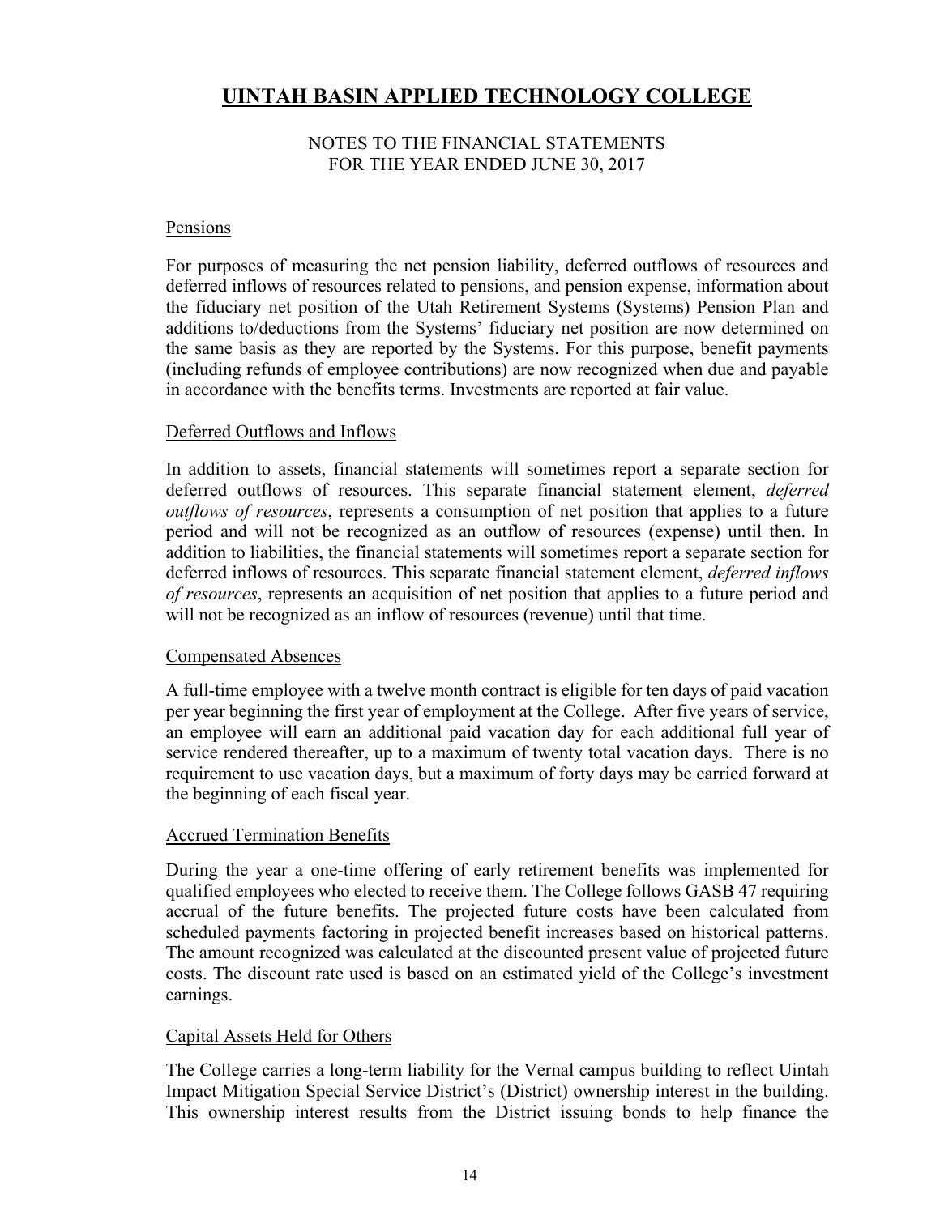# UINTAH BASIN APPLIED TECHNOLOGY COLLEGE

NOTES TO THE FINANCIAL STATEMENTS
FOR THE YEAR ENDED JUNE 30, 2017

## Pensions

For purposes of measuring the net pension liability, deferred outflows of resources and deferred inflows of resources related to pensions, and pension expense, information about the fiduciary net position of the Utah Retirement Systems (Systems) Pension Plan and additions to/deductions from the Systems' fiduciary net position are now determined on the same basis as they are reported by the Systems. For this purpose, benefit payments (including refunds of employee contributions) are now recognized when due and payable in accordance with the benefits terms. Investments are reported at fair value.

## Deferred Outflows and Inflows

In addition to assets, financial statements will sometimes report a separate section for deferred outflows of resources. This separate financial statement element, *deferred outflows of resources*, represents a consumption of net position that applies to a future period and will not be recognized as an outflow of resources (expense) until then. In addition to liabilities, the financial statements will sometimes report a separate section for deferred inflows of resources. This separate financial statement element, *deferred inflows of resources*, represents an acquisition of net position that applies to a future period and will not be recognized as an inflow of resources (revenue) until that time.

## Compensated Absences

A full-time employee with a twelve month contract is eligible for ten days of paid vacation per year beginning the first year of employment at the College. After five years of service, an employee will earn an additional paid vacation day for each additional full year of service rendered thereafter, up to a maximum of twenty total vacation days. There is no requirement to use vacation days, but a maximum of forty days may be carried forward at the beginning of each fiscal year.

## Accrued Termination Benefits

During the year a one-time offering of early retirement benefits was implemented for qualified employees who elected to receive them. The College follows GASB 47 requiring accrual of the future benefits. The projected future costs have been calculated from scheduled payments factoring in projected benefit increases based on historical patterns. The amount recognized was calculated at the discounted present value of projected future costs. The discount rate used is based on an estimated yield of the College's investment earnings.

## Capital Assets Held for Others

The College carries a long-term liability for the Vernal campus building to reflect Uintah Impact Mitigation Special Service District's (District) ownership interest in the building. This ownership interest results from the District issuing bonds to help finance the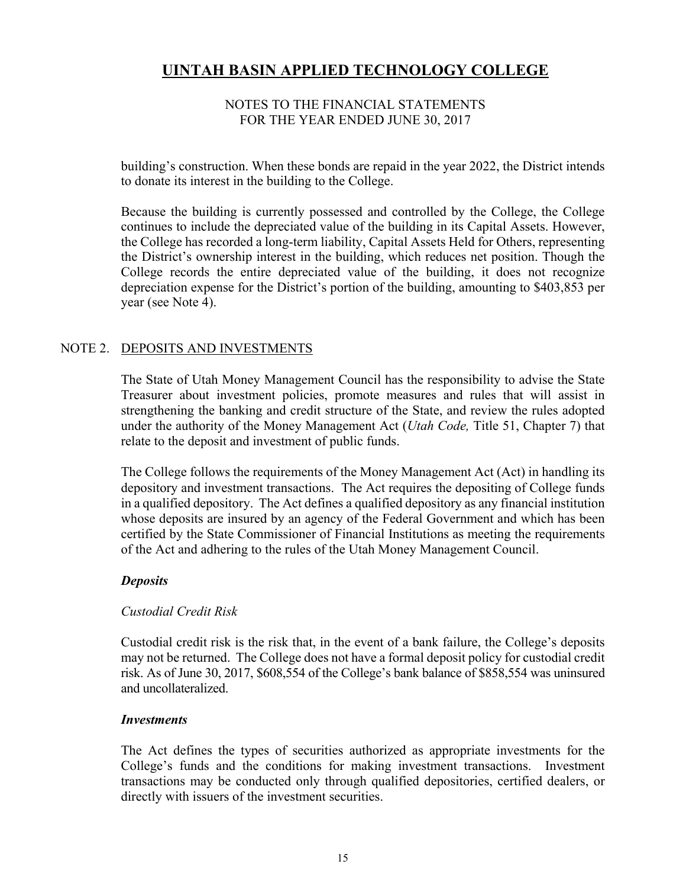building's construction. When these bonds are repaid in the year 2022, the District intends to donate its interest in the building to the College.

Because the building is currently possessed and controlled by the College, the College continues to include the depreciated value of the building in its Capital Assets. However, the College has recorded a long-term liability, Capital Assets Held for Others, representing the District's ownership interest in the building, which reduces net position. Though the College records the entire depreciated value of the building, it does not recognize depreciation expense for the District's portion of the building, amounting to $403,853 per year (see Note 4).

## NOTE 2. DEPOSITS AND INVESTMENTS

The State of Utah Money Management Council has the responsibility to advise the State Treasurer about investment policies, promote measures and rules that will assist in strengthening the banking and credit structure of the State, and review the rules adopted under the authority of the Money Management Act (*Utah Code,* Title 51, Chapter 7) that relate to the deposit and investment of public funds.

The College follows the requirements of the Money Management Act (Act) in handling its depository and investment transactions. The Act requires the depositing of College funds in a qualified depository. The Act defines a qualified depository as any financial institution whose deposits are insured by an agency of the Federal Government and which has been certified by the State Commissioner of Financial Institutions as meeting the requirements of the Act and adhering to the rules of the Utah Money Management Council.

### *Deposits*

*Custodial Credit Risk*

Custodial credit risk is the risk that, in the event of a bank failure, the College's deposits may not be returned. The College does not have a formal deposit policy for custodial credit risk. As of June 30, 2017, $608,554 of the College's bank balance of $858,554 was uninsured and uncollateralized.

### *Investments*

The Act defines the types of securities authorized as appropriate investments for the College's funds and the conditions for making investment transactions. Investment transactions may be conducted only through qualified depositories, certified dealers, or directly with issuers of the investment securities.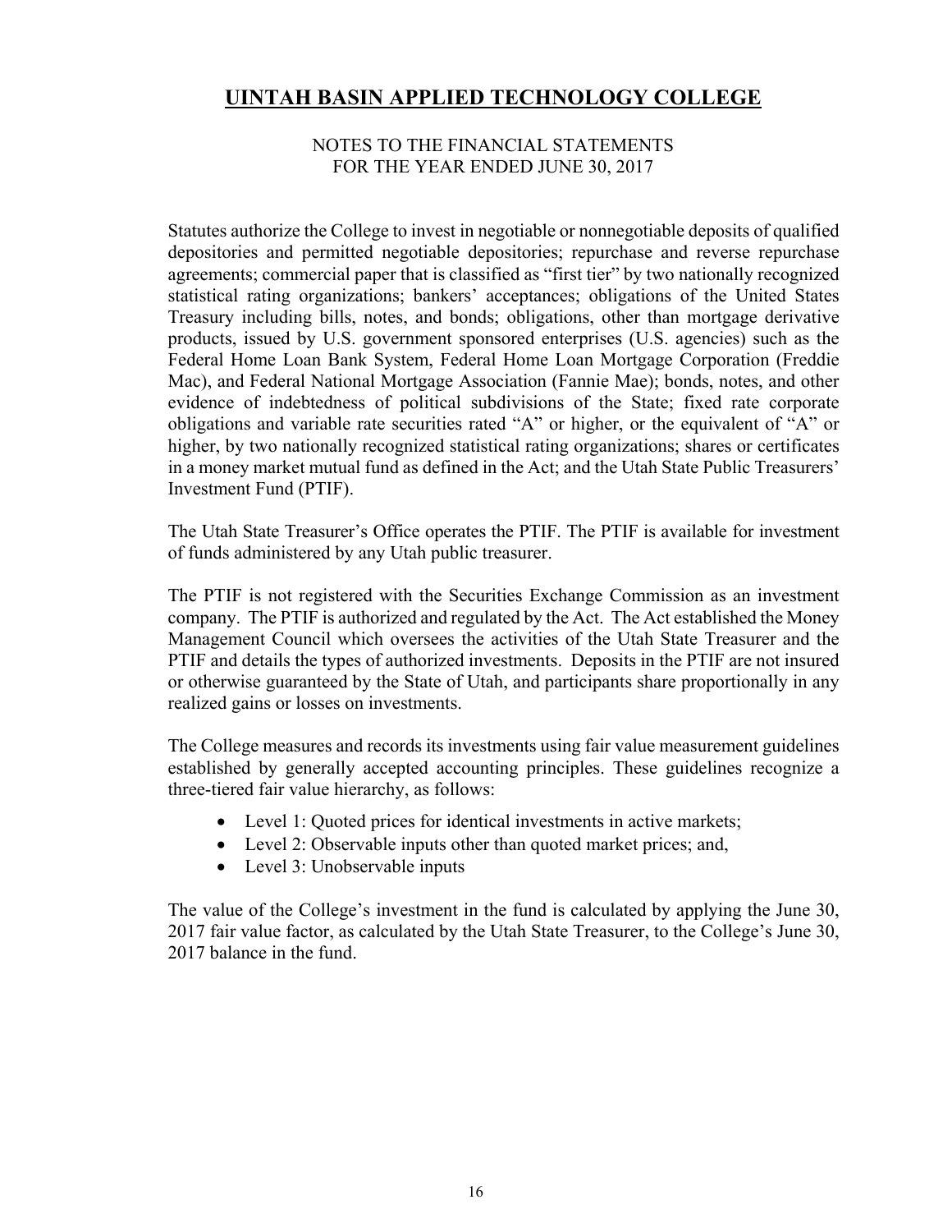Statutes authorize the College to invest in negotiable or nonnegotiable deposits of qualified depositories and permitted negotiable depositories; repurchase and reverse repurchase agreements; commercial paper that is classified as "first tier" by two nationally recognized statistical rating organizations; bankers' acceptances; obligations of the United States Treasury including bills, notes, and bonds; obligations, other than mortgage derivative products, issued by U.S. government sponsored enterprises (U.S. agencies) such as the Federal Home Loan Bank System, Federal Home Loan Mortgage Corporation (Freddie Mac), and Federal National Mortgage Association (Fannie Mae); bonds, notes, and other evidence of indebtedness of political subdivisions of the State; fixed rate corporate obligations and variable rate securities rated "A" or higher, or the equivalent of "A" or higher, by two nationally recognized statistical rating organizations; shares or certificates in a money market mutual fund as defined in the Act; and the Utah State Public Treasurers' Investment Fund (PTIF).

The Utah State Treasurer's Office operates the PTIF. The PTIF is available for investment of funds administered by any Utah public treasurer.

The PTIF is not registered with the Securities Exchange Commission as an investment company. The PTIF is authorized and regulated by the Act. The Act established the Money Management Council which oversees the activities of the Utah State Treasurer and the PTIF and details the types of authorized investments. Deposits in the PTIF are not insured or otherwise guaranteed by the State of Utah, and participants share proportionally in any realized gains or losses on investments.

The College measures and records its investments using fair value measurement guidelines established by generally accepted accounting principles. These guidelines recognize a three-tiered fair value hierarchy, as follows:

- Level 1: Quoted prices for identical investments in active markets;
- Level 2: Observable inputs other than quoted market prices; and,
- Level 3: Unobservable inputs

The value of the College's investment in the fund is calculated by applying the June 30, 2017 fair value factor, as calculated by the Utah State Treasurer, to the College's June 30, 2017 balance in the fund.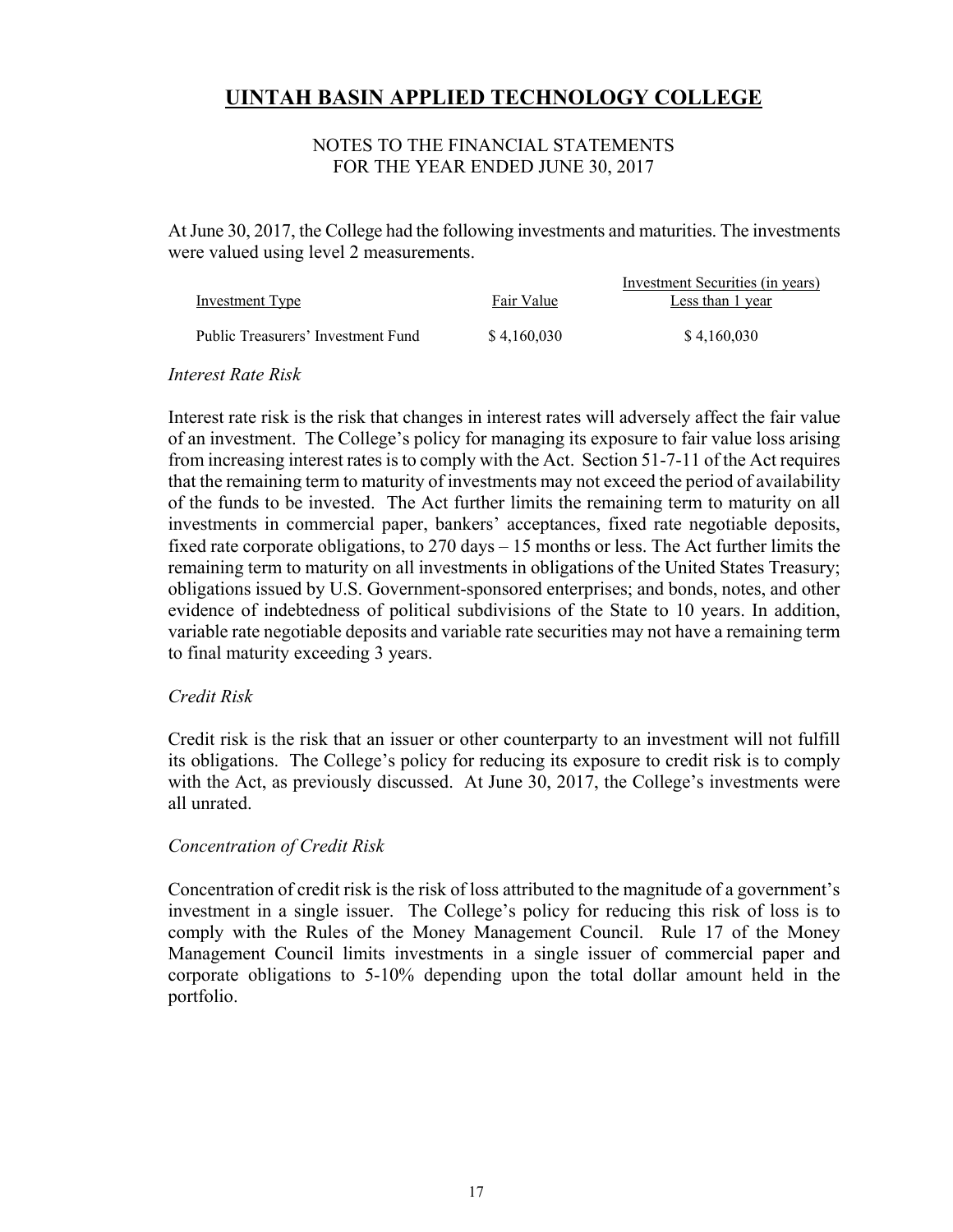# UINTAH BASIN APPLIED TECHNOLOGY COLLEGE

NOTES TO THE FINANCIAL STATEMENTS
FOR THE YEAR ENDED JUNE 30, 2017

At June 30, 2017, the College had the following investments and maturities. The investments were valued using level 2 measurements.

| Investment Type | Fair Value | Investment Securities (in years) Less than 1 year |
|---|---|---|
| Public Treasurers' Investment Fund | $ 4,160,030 | $ 4,160,030 |

*Interest Rate Risk*

Interest rate risk is the risk that changes in interest rates will adversely affect the fair value of an investment. The College's policy for managing its exposure to fair value loss arising from increasing interest rates is to comply with the Act. Section 51-7-11 of the Act requires that the remaining term to maturity of investments may not exceed the period of availability of the funds to be invested. The Act further limits the remaining term to maturity on all investments in commercial paper, bankers' acceptances, fixed rate negotiable deposits, fixed rate corporate obligations, to 270 days – 15 months or less. The Act further limits the remaining term to maturity on all investments in obligations of the United States Treasury; obligations issued by U.S. Government-sponsored enterprises; and bonds, notes, and other evidence of indebtedness of political subdivisions of the State to 10 years. In addition, variable rate negotiable deposits and variable rate securities may not have a remaining term to final maturity exceeding 3 years.

*Credit Risk*

Credit risk is the risk that an issuer or other counterparty to an investment will not fulfill its obligations. The College's policy for reducing its exposure to credit risk is to comply with the Act, as previously discussed. At June 30, 2017, the College's investments were all unrated.

*Concentration of Credit Risk*

Concentration of credit risk is the risk of loss attributed to the magnitude of a government's investment in a single issuer. The College's policy for reducing this risk of loss is to comply with the Rules of the Money Management Council. Rule 17 of the Money Management Council limits investments in a single issuer of commercial paper and corporate obligations to 5-10% depending upon the total dollar amount held in the portfolio.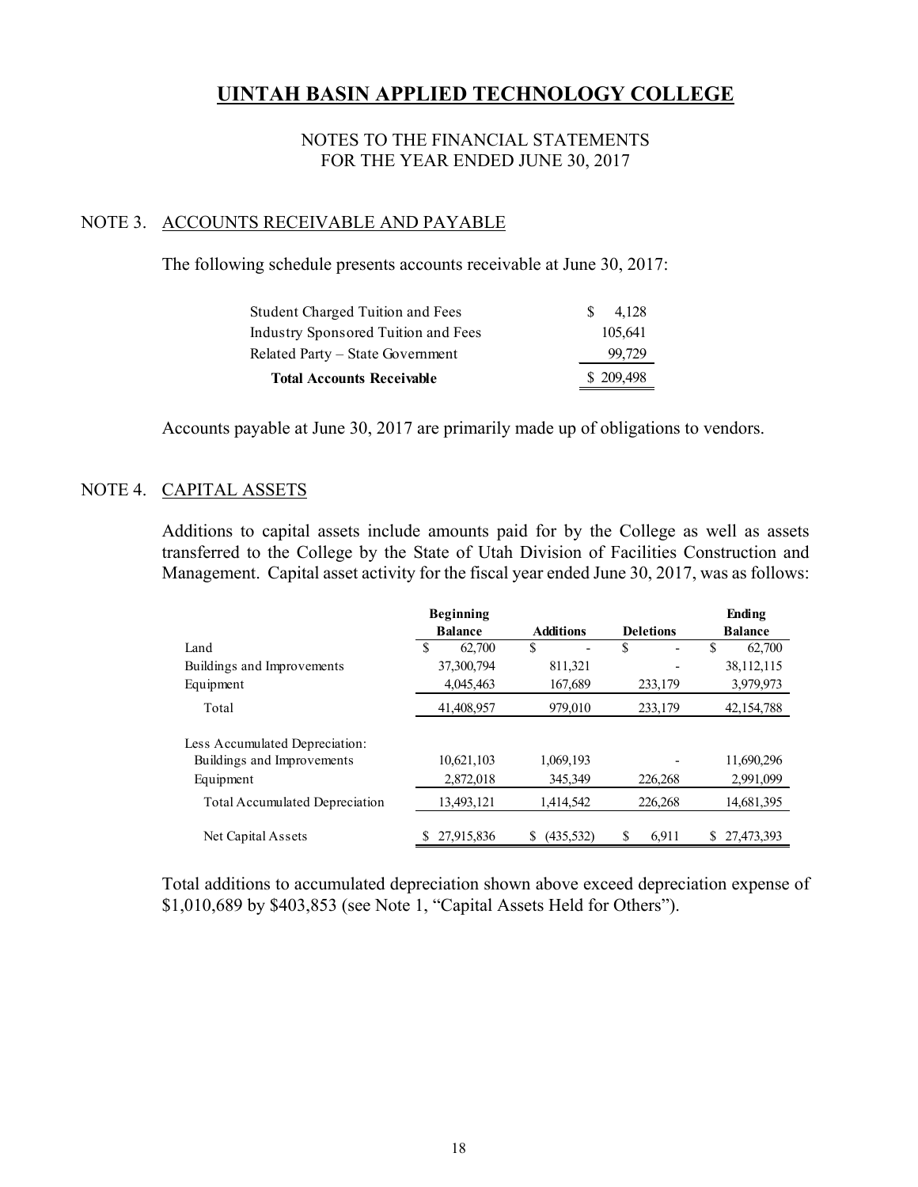# UINTAH BASIN APPLIED TECHNOLOGY COLLEGE

NOTES TO THE FINANCIAL STATEMENTS
FOR THE YEAR ENDED JUNE 30, 2017

## NOTE 3. ACCOUNTS RECEIVABLE AND PAYABLE

The following schedule presents accounts receivable at June 30, 2017:

| | |
|---|---|
| Student Charged Tuition and Fees | $ 4,128 |
| Industry Sponsored Tuition and Fees | 105,641 |
| Related Party – State Government | 99,729 |
| **Total Accounts Receivable** | $ 209,498 |

Accounts payable at June 30, 2017 are primarily made up of obligations to vendors.

## NOTE 4. CAPITAL ASSETS

Additions to capital assets include amounts paid for by the College as well as assets transferred to the College by the State of Utah Division of Facilities Construction and Management. Capital asset activity for the fiscal year ended June 30, 2017, was as follows:

| | Beginning Balance | Additions | Deletions | Ending Balance |
|---|---|---|---|---|
| Land | $ 62,700 | $ - | $ - | $ 62,700 |
| Buildings and Improvements | 37,300,794 | 811,321 | - | 38,112,115 |
| Equipment | 4,045,463 | 167,689 | 233,179 | 3,979,973 |
| Total | 41,408,957 | 979,010 | 233,179 | 42,154,788 |
| Less Accumulated Depreciation: | | | | |
| Buildings and Improvements | 10,621,103 | 1,069,193 | - | 11,690,296 |
| Equipment | 2,872,018 | 345,349 | 226,268 | 2,991,099 |
| Total Accumulated Depreciation | 13,493,121 | 1,414,542 | 226,268 | 14,681,395 |
| Net Capital Assets | $ 27,915,836 | $ (435,532) | $ 6,911 | $ 27,473,393 |

Total additions to accumulated depreciation shown above exceed depreciation expense of $1,010,689 by $403,853 (see Note 1, "Capital Assets Held for Others").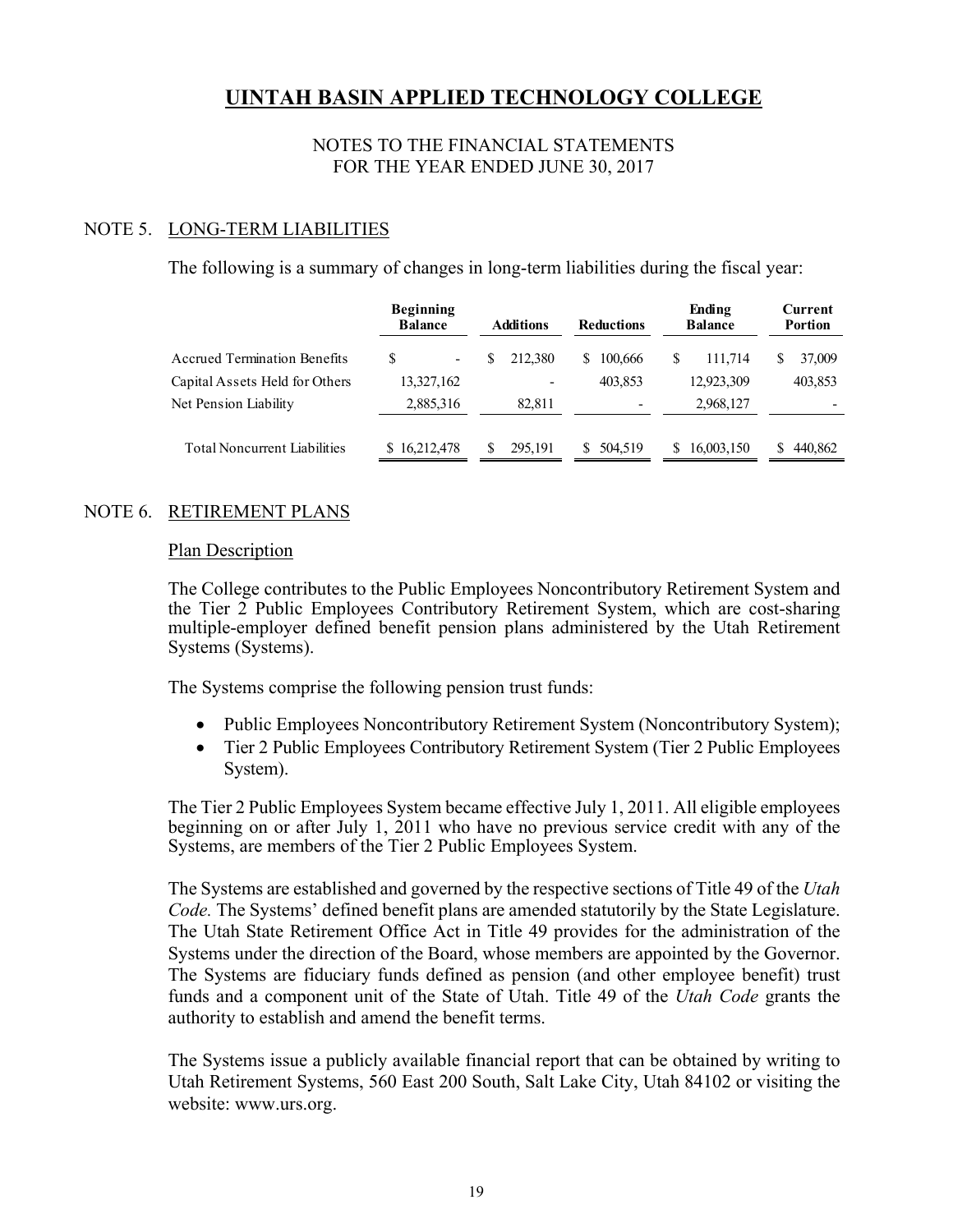# UINTAH BASIN APPLIED TECHNOLOGY COLLEGE

NOTES TO THE FINANCIAL STATEMENTS
FOR THE YEAR ENDED JUNE 30, 2017

## NOTE 5. LONG-TERM LIABILITIES

The following is a summary of changes in long-term liabilities during the fiscal year:

| | Beginning Balance | Additions | Reductions | Ending Balance | Current Portion |
|---|---|---|---|---|---|
| Accrued Termination Benefits | $ - | $ 212,380 | $ 100,666 | $ 111,714 | $ 37,009 |
| Capital Assets Held for Others | 13,327,162 | - | 403,853 | 12,923,309 | 403,853 |
| Net Pension Liability | 2,885,316 | 82,811 | - | 2,968,127 | - |
| Total Noncurrent Liabilities | $ 16,212,478 | $ 295,191 | $ 504,519 | $ 16,003,150 | $ 440,862 |

## NOTE 6. RETIREMENT PLANS

### Plan Description

The College contributes to the Public Employees Noncontributory Retirement System and the Tier 2 Public Employees Contributory Retirement System, which are cost-sharing multiple-employer defined benefit pension plans administered by the Utah Retirement Systems (Systems).

The Systems comprise the following pension trust funds:

- Public Employees Noncontributory Retirement System (Noncontributory System);
- Tier 2 Public Employees Contributory Retirement System (Tier 2 Public Employees System).

The Tier 2 Public Employees System became effective July 1, 2011. All eligible employees beginning on or after July 1, 2011 who have no previous service credit with any of the Systems, are members of the Tier 2 Public Employees System.

The Systems are established and governed by the respective sections of Title 49 of the *Utah Code.* The Systems' defined benefit plans are amended statutorily by the State Legislature. The Utah State Retirement Office Act in Title 49 provides for the administration of the Systems under the direction of the Board, whose members are appointed by the Governor. The Systems are fiduciary funds defined as pension (and other employee benefit) trust funds and a component unit of the State of Utah. Title 49 of the *Utah Code* grants the authority to establish and amend the benefit terms.

The Systems issue a publicly available financial report that can be obtained by writing to Utah Retirement Systems, 560 East 200 South, Salt Lake City, Utah 84102 or visiting the website: www.urs.org.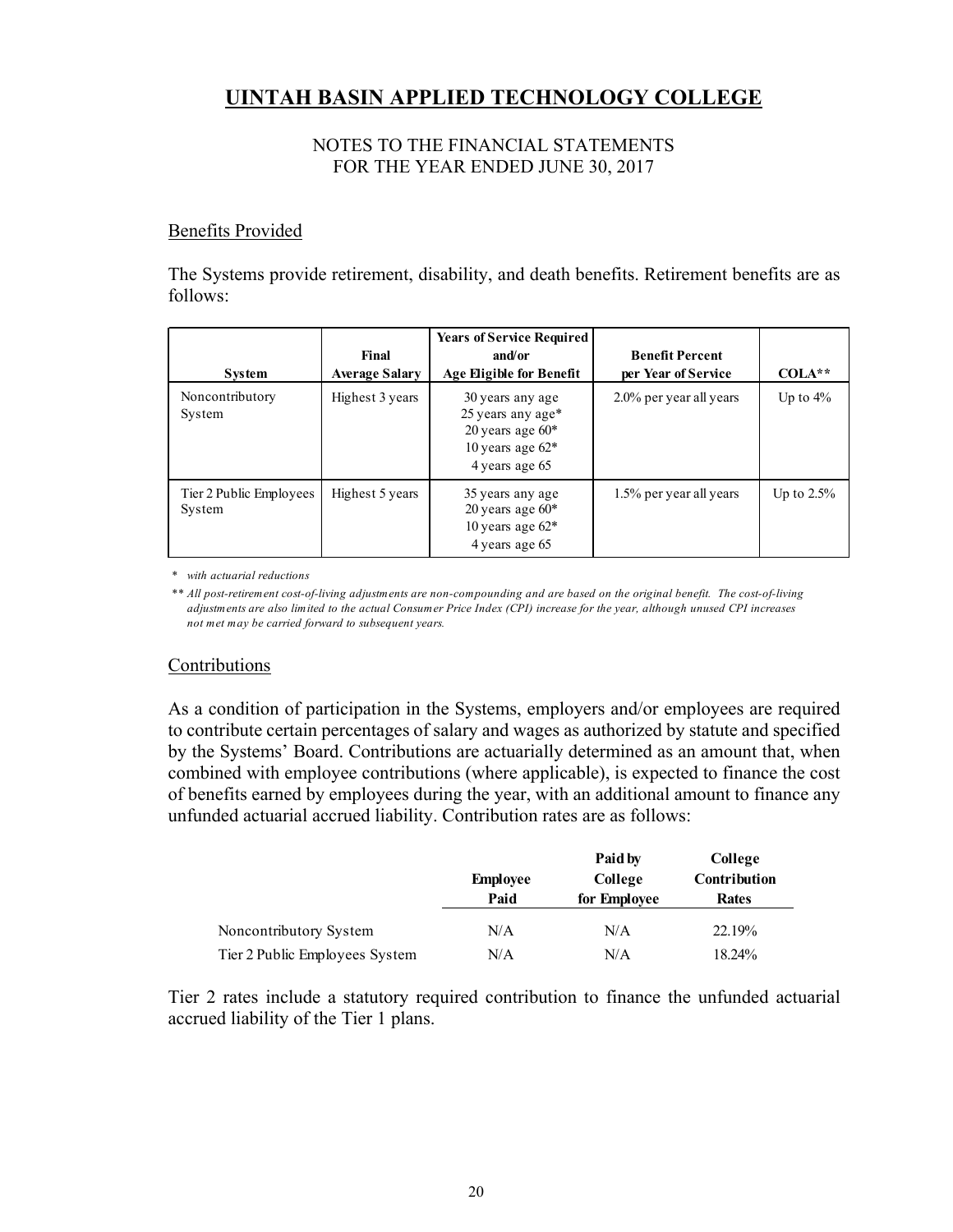# UINTAH BASIN APPLIED TECHNOLOGY COLLEGE

NOTES TO THE FINANCIAL STATEMENTS
FOR THE YEAR ENDED JUNE 30, 2017

## Benefits Provided

The Systems provide retirement, disability, and death benefits. Retirement benefits are as follows:

| System | Final Average Salary | Years of Service Required and/or Age Eligible for Benefit | Benefit Percent per Year of Service | COLA** |
|---|---|---|---|---|
| Noncontributory System | Highest 3 years | 30 years any age<br>25 years any age*<br>20 years age 60*<br>10 years age 62*<br>4 years age 65 | 2.0% per year all years | Up to 4% |
| Tier 2 Public Employees System | Highest 5 years | 35 years any age<br>20 years age 60*<br>10 years age 62*<br>4 years age 65 | 1.5% per year all years | Up to 2.5% |

\* *with actuarial reductions*

\** *All post-retirement cost-of-living adjustments are non-compounding and are based on the original benefit. The cost-of-living adjustments are also limited to the actual Consumer Price Index (CPI) increase for the year, although unused CPI increases not met may be carried forward to subsequent years.*

## Contributions

As a condition of participation in the Systems, employers and/or employees are required to contribute certain percentages of salary and wages as authorized by statute and specified by the Systems' Board. Contributions are actuarially determined as an amount that, when combined with employee contributions (where applicable), is expected to finance the cost of benefits earned by employees during the year, with an additional amount to finance any unfunded actuarial accrued liability. Contribution rates are as follows:

| | Employee Paid | Paid by College for Employee | College Contribution Rates |
|---|---|---|---|
| Noncontributory System | N/A | N/A | 22.19% |
| Tier 2 Public Employees System | N/A | N/A | 18.24% |

Tier 2 rates include a statutory required contribution to finance the unfunded actuarial accrued liability of the Tier 1 plans.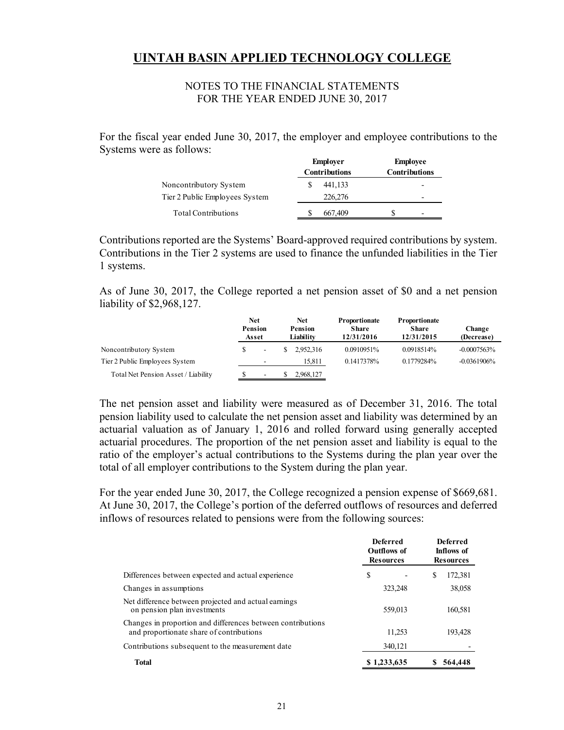# UINTAH BASIN APPLIED TECHNOLOGY COLLEGE

NOTES TO THE FINANCIAL STATEMENTS
FOR THE YEAR ENDED JUNE 30, 2017

For the fiscal year ended June 30, 2017, the employer and employee contributions to the Systems were as follows:

| | Employer Contributions | Employee Contributions |
|---|---|---|
| Noncontributory System | $ 441,133 | - |
| Tier 2 Public Employees System | 226,276 | - |
| Total Contributions | $ 667,409 | $ - |

Contributions reported are the Systems' Board-approved required contributions by system. Contributions in the Tier 2 systems are used to finance the unfunded liabilities in the Tier 1 systems.

As of June 30, 2017, the College reported a net pension asset of $0 and a net pension liability of $2,968,127.

| | Net Pension Asset | Net Pension Liability | Proportionate Share 12/31/2016 | Proportionate Share 12/31/2015 | Change (Decrease) |
|---|---|---|---|---|---|
| Noncontributory System | $ - | $ 2,952,316 | 0.0910951% | 0.0918514% | -0.0007563% |
| Tier 2 Public Employees System | - | 15,811 | 0.1417378% | 0.1779284% | -0.0361906% |
| Total Net Pension Asset / Liability | $ - | $ 2,968,127 | | | |

The net pension asset and liability were measured as of December 31, 2016. The total pension liability used to calculate the net pension asset and liability was determined by an actuarial valuation as of January 1, 2016 and rolled forward using generally accepted actuarial procedures. The proportion of the net pension asset and liability is equal to the ratio of the employer's actual contributions to the Systems during the plan year over the total of all employer contributions to the System during the plan year.

For the year ended June 30, 2017, the College recognized a pension expense of $669,681. At June 30, 2017, the College's portion of the deferred outflows of resources and deferred inflows of resources related to pensions were from the following sources:

| | Deferred Outflows of Resources | Deferred Inflows of Resources |
|---|---|---|
| Differences between expected and actual experience | $ - | $ 172,381 |
| Changes in assumptions | 323,248 | 38,058 |
| Net difference between projected and actual earnings on pension plan investments | 559,013 | 160,581 |
| Changes in proportion and differences between contributions and proportionate share of contributions | 11,253 | 193,428 |
| Contributions subsequent to the measurement date | 340,121 | - |
| **Total** | **$ 1,233,635** | **$ 564,448** |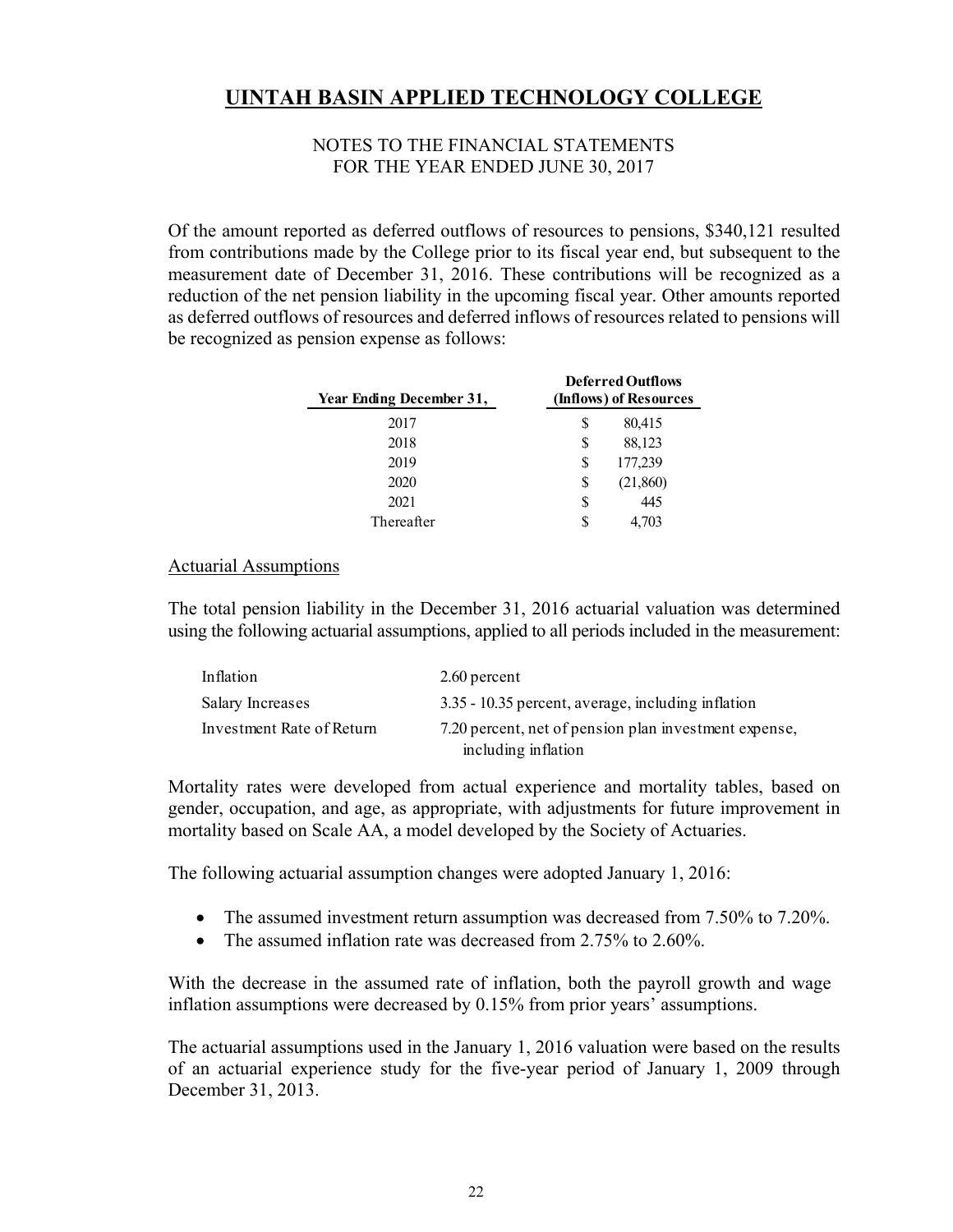# UINTAH BASIN APPLIED TECHNOLOGY COLLEGE

NOTES TO THE FINANCIAL STATEMENTS
FOR THE YEAR ENDED JUNE 30, 2017

Of the amount reported as deferred outflows of resources to pensions, $340,121 resulted from contributions made by the College prior to its fiscal year end, but subsequent to the measurement date of December 31, 2016. These contributions will be recognized as a reduction of the net pension liability in the upcoming fiscal year. Other amounts reported as deferred outflows of resources and deferred inflows of resources related to pensions will be recognized as pension expense as follows:

| Year Ending December 31, | Deferred Outflows (Inflows) of Resources |
|---|---|
| 2017 | $ 80,415 |
| 2018 | $ 88,123 |
| 2019 | $ 177,239 |
| 2020 | $ (21,860) |
| 2021 | $ 445 |
| Thereafter | $ 4,703 |

## Actuarial Assumptions

The total pension liability in the December 31, 2016 actuarial valuation was determined using the following actuarial assumptions, applied to all periods included in the measurement:

| | |
|---|---|
| Inflation | 2.60 percent |
| Salary Increases | 3.35 - 10.35 percent, average, including inflation |
| Investment Rate of Return | 7.20 percent, net of pension plan investment expense, including inflation |

Mortality rates were developed from actual experience and mortality tables, based on gender, occupation, and age, as appropriate, with adjustments for future improvement in mortality based on Scale AA, a model developed by the Society of Actuaries.

The following actuarial assumption changes were adopted January 1, 2016:

- The assumed investment return assumption was decreased from 7.50% to 7.20%.
- The assumed inflation rate was decreased from 2.75% to 2.60%.

With the decrease in the assumed rate of inflation, both the payroll growth and wage inflation assumptions were decreased by 0.15% from prior years' assumptions.

The actuarial assumptions used in the January 1, 2016 valuation were based on the results of an actuarial experience study for the five-year period of January 1, 2009 through December 31, 2013.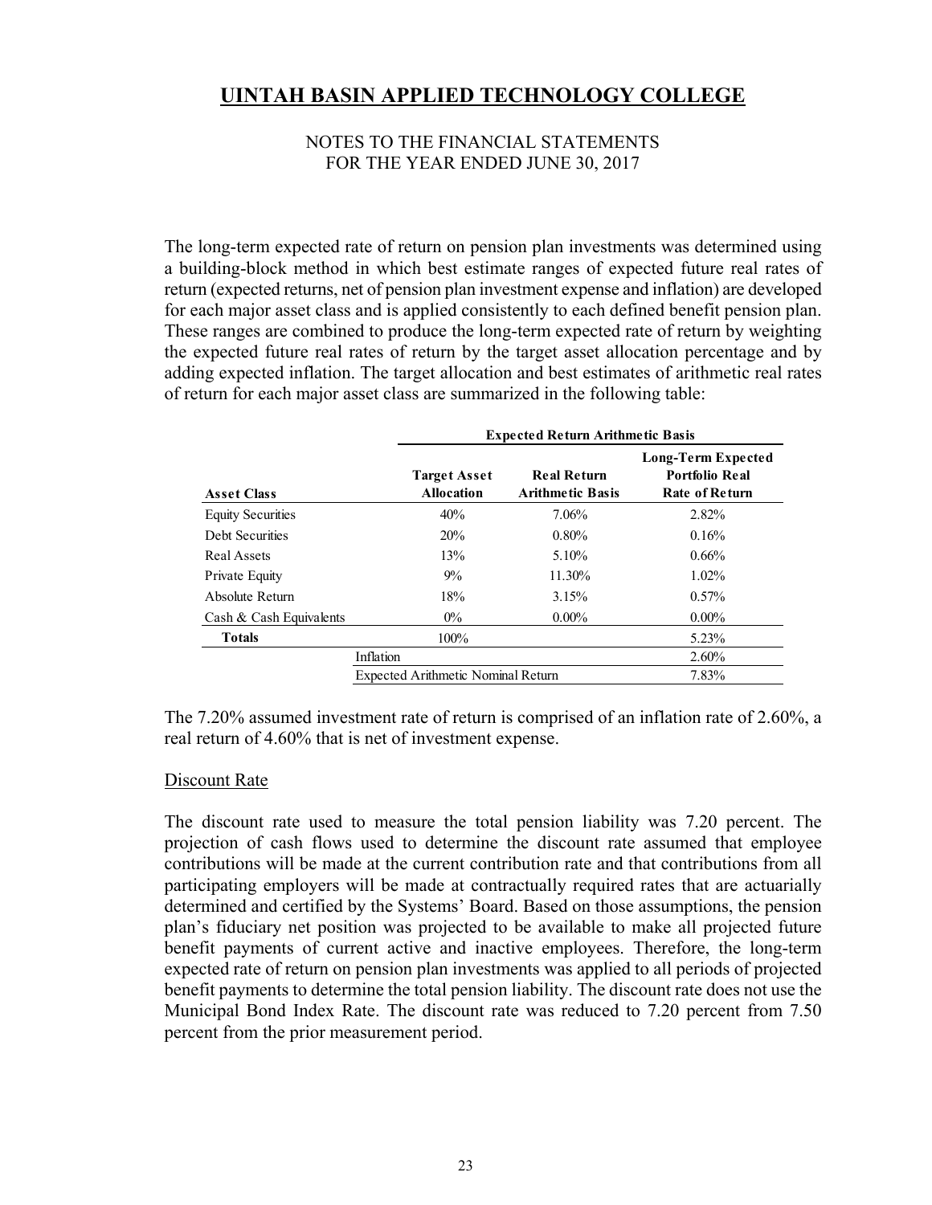# UINTAH BASIN APPLIED TECHNOLOGY COLLEGE

NOTES TO THE FINANCIAL STATEMENTS
FOR THE YEAR ENDED JUNE 30, 2017

The long-term expected rate of return on pension plan investments was determined using a building-block method in which best estimate ranges of expected future real rates of return (expected returns, net of pension plan investment expense and inflation) are developed for each major asset class and is applied consistently to each defined benefit pension plan. These ranges are combined to produce the long-term expected rate of return by weighting the expected future real rates of return by the target asset allocation percentage and by adding expected inflation. The target allocation and best estimates of arithmetic real rates of return for each major asset class are summarized in the following table:

| | Expected Return Arithmetic Basis | | |
|---|---|---|---|
| **Asset Class** | **Target Asset Allocation** | **Real Return Arithmetic Basis** | **Long-Term Expected Portfolio Real Rate of Return** |
| Equity Securities | 40% | 7.06% | 2.82% |
| Debt Securities | 20% | 0.80% | 0.16% |
| Real Assets | 13% | 5.10% | 0.66% |
| Private Equity | 9% | 11.30% | 1.02% |
| Absolute Return | 18% | 3.15% | 0.57% |
| Cash & Cash Equivalents | 0% | 0.00% | 0.00% |
| **Totals** | 100% | | 5.23% |
| | Inflation | | 2.60% |
| | Expected Arithmetic Nominal Return | | 7.83% |

The 7.20% assumed investment rate of return is comprised of an inflation rate of 2.60%, a real return of 4.60% that is net of investment expense.

## Discount Rate

The discount rate used to measure the total pension liability was 7.20 percent. The projection of cash flows used to determine the discount rate assumed that employee contributions will be made at the current contribution rate and that contributions from all participating employers will be made at contractually required rates that are actuarially determined and certified by the Systems' Board. Based on those assumptions, the pension plan's fiduciary net position was projected to be available to make all projected future benefit payments of current active and inactive employees. Therefore, the long-term expected rate of return on pension plan investments was applied to all periods of projected benefit payments to determine the total pension liability. The discount rate does not use the Municipal Bond Index Rate. The discount rate was reduced to 7.20 percent from 7.50 percent from the prior measurement period.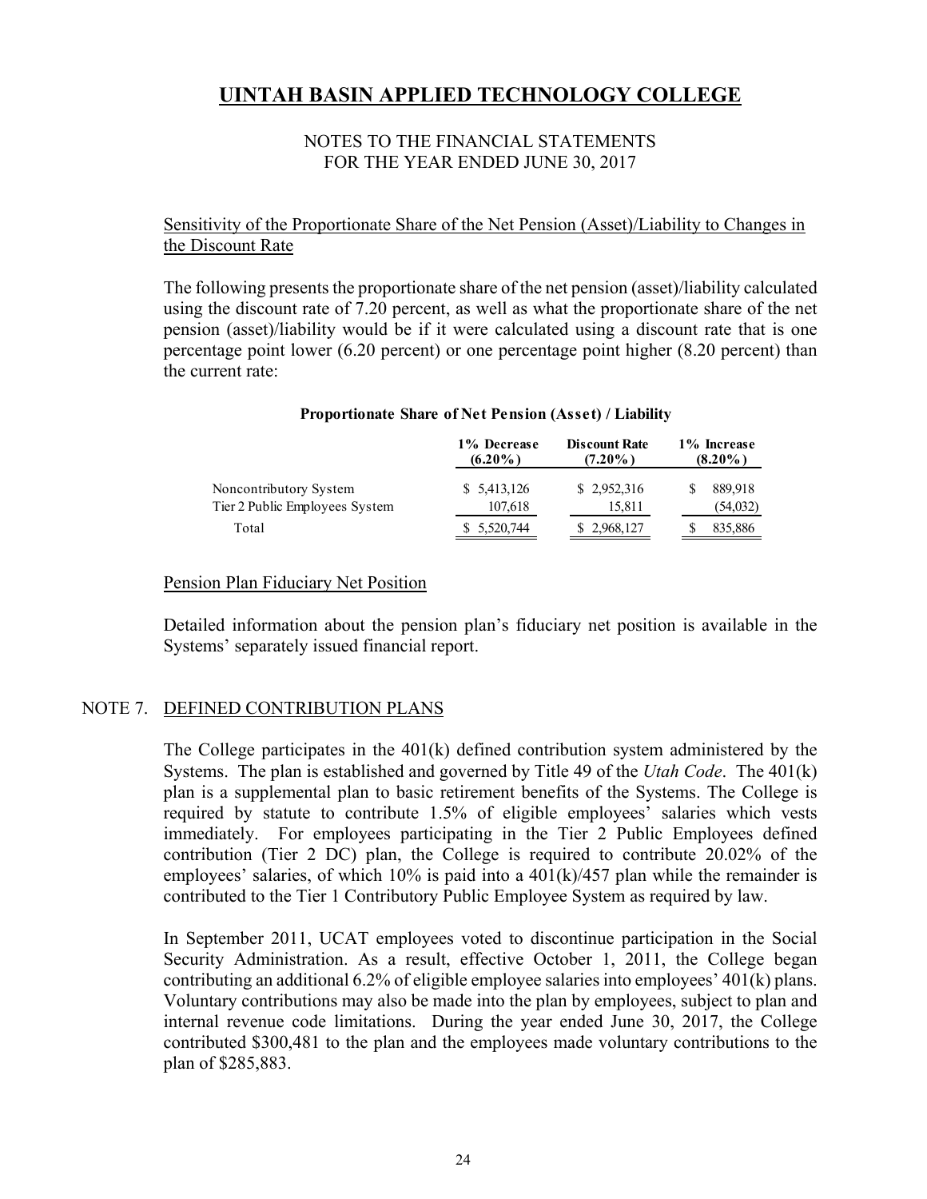# UINTAH BASIN APPLIED TECHNOLOGY COLLEGE

NOTES TO THE FINANCIAL STATEMENTS
FOR THE YEAR ENDED JUNE 30, 2017

Sensitivity of the Proportionate Share of the Net Pension (Asset)/Liability to Changes in the Discount Rate

The following presents the proportionate share of the net pension (asset)/liability calculated using the discount rate of 7.20 percent, as well as what the proportionate share of the net pension (asset)/liability would be if it were calculated using a discount rate that is one percentage point lower (6.20 percent) or one percentage point higher (8.20 percent) than the current rate:

**Proportionate Share of Net Pension (Asset) / Liability**

| | 1% Decrease (6.20%) | Discount Rate (7.20%) | 1% Increase (8.20%) |
|---|---|---|---|
| Noncontributory System | $ 5,413,126 | $ 2,952,316 | $ 889,918 |
| Tier 2 Public Employees System | 107,618 | 15,811 | (54,032) |
| Total | $ 5,520,744 | $ 2,968,127 | $ 835,886 |

Pension Plan Fiduciary Net Position

Detailed information about the pension plan's fiduciary net position is available in the Systems' separately issued financial report.

## NOTE 7. DEFINED CONTRIBUTION PLANS

The College participates in the 401(k) defined contribution system administered by the Systems. The plan is established and governed by Title 49 of the *Utah Code*. The 401(k) plan is a supplemental plan to basic retirement benefits of the Systems. The College is required by statute to contribute 1.5% of eligible employees' salaries which vests immediately. For employees participating in the Tier 2 Public Employees defined contribution (Tier 2 DC) plan, the College is required to contribute 20.02% of the employees' salaries, of which 10% is paid into a 401(k)/457 plan while the remainder is contributed to the Tier 1 Contributory Public Employee System as required by law.

In September 2011, UCAT employees voted to discontinue participation in the Social Security Administration. As a result, effective October 1, 2011, the College began contributing an additional 6.2% of eligible employee salaries into employees' 401(k) plans. Voluntary contributions may also be made into the plan by employees, subject to plan and internal revenue code limitations. During the year ended June 30, 2017, the College contributed $300,481 to the plan and the employees made voluntary contributions to the plan of $285,883.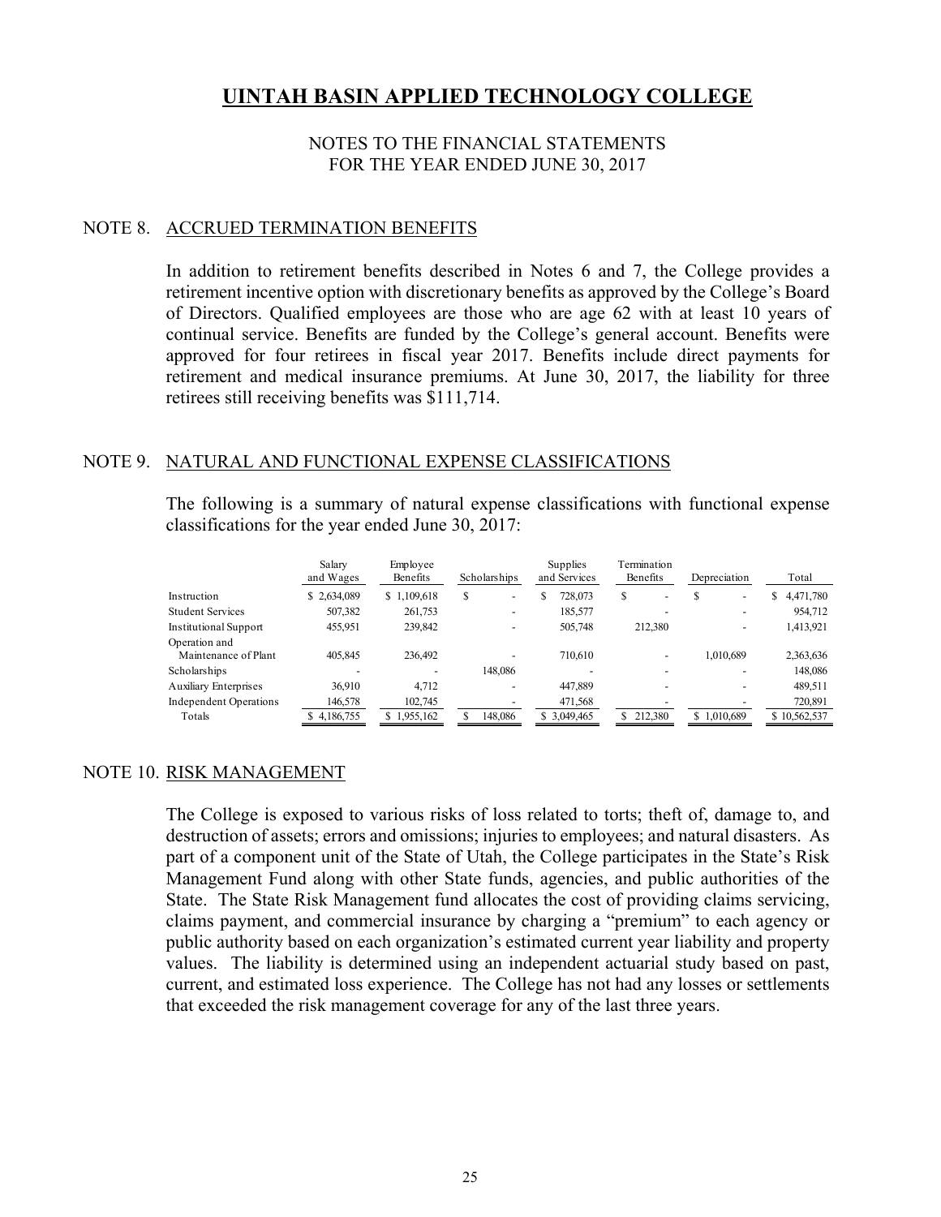# UINTAH BASIN APPLIED TECHNOLOGY COLLEGE

NOTES TO THE FINANCIAL STATEMENTS
FOR THE YEAR ENDED JUNE 30, 2017

## NOTE 8. ACCRUED TERMINATION BENEFITS

In addition to retirement benefits described in Notes 6 and 7, the College provides a retirement incentive option with discretionary benefits as approved by the College's Board of Directors. Qualified employees are those who are age 62 with at least 10 years of continual service. Benefits are funded by the College's general account. Benefits were approved for four retirees in fiscal year 2017. Benefits include direct payments for retirement and medical insurance premiums. At June 30, 2017, the liability for three retirees still receiving benefits was $111,714.

## NOTE 9. NATURAL AND FUNCTIONAL EXPENSE CLASSIFICATIONS

The following is a summary of natural expense classifications with functional expense classifications for the year ended June 30, 2017:

| | Salary and Wages | Employee Benefits | Scholarships | Supplies and Services | Termination Benefits | Depreciation | Total |
|---|---|---|---|---|---|---|---|
| Instruction | $ 2,634,089 | $ 1,109,618 | $ - | $ 728,073 | $ - | $ - | $ 4,471,780 |
| Student Services | 507,382 | 261,753 | - | 185,577 | - | - | 954,712 |
| Institutional Support | 455,951 | 239,842 | - | 505,748 | 212,380 | - | 1,413,921 |
| Operation and Maintenance of Plant | 405,845 | 236,492 | - | 710,610 | - | 1,010,689 | 2,363,636 |
| Scholarships | - | - | 148,086 | - | - | - | 148,086 |
| Auxiliary Enterprises | 36,910 | 4,712 | - | 447,889 | - | - | 489,511 |
| Independent Operations | 146,578 | 102,745 | - | 471,568 | - | - | 720,891 |
| Totals | $ 4,186,755 | $ 1,955,162 | $ 148,086 | $ 3,049,465 | $ 212,380 | $ 1,010,689 | $ 10,562,537 |

## NOTE 10. RISK MANAGEMENT

The College is exposed to various risks of loss related to torts; theft of, damage to, and destruction of assets; errors and omissions; injuries to employees; and natural disasters. As part of a component unit of the State of Utah, the College participates in the State's Risk Management Fund along with other State funds, agencies, and public authorities of the State. The State Risk Management fund allocates the cost of providing claims servicing, claims payment, and commercial insurance by charging a "premium" to each agency or public authority based on each organization's estimated current year liability and property values. The liability is determined using an independent actuarial study based on past, current, and estimated loss experience. The College has not had any losses or settlements that exceeded the risk management coverage for any of the last three years.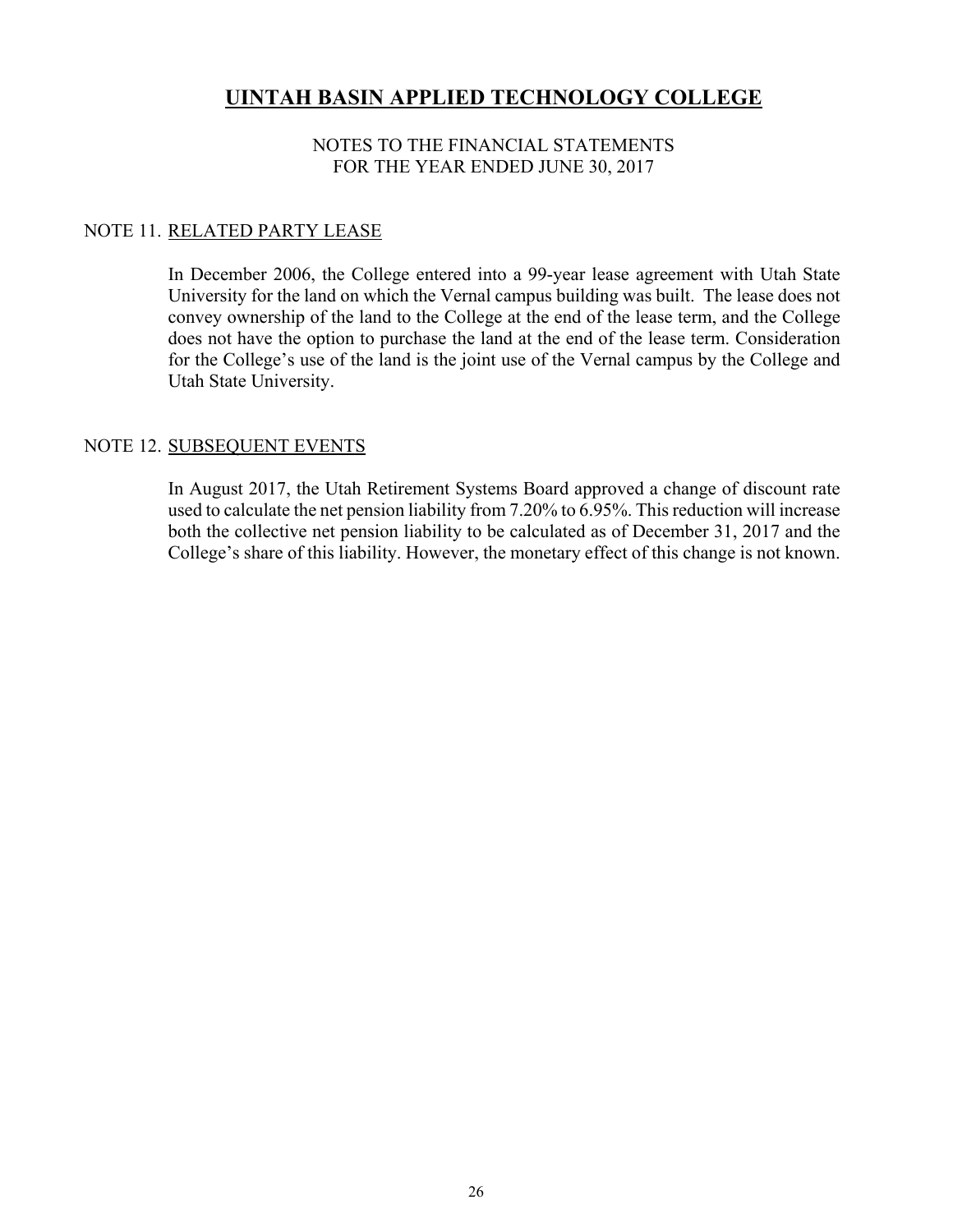# UINTAH BASIN APPLIED TECHNOLOGY COLLEGE

NOTES TO THE FINANCIAL STATEMENTS
FOR THE YEAR ENDED JUNE 30, 2017

## NOTE 11. RELATED PARTY LEASE

In December 2006, the College entered into a 99-year lease agreement with Utah State University for the land on which the Vernal campus building was built. The lease does not convey ownership of the land to the College at the end of the lease term, and the College does not have the option to purchase the land at the end of the lease term. Consideration for the College's use of the land is the joint use of the Vernal campus by the College and Utah State University.

## NOTE 12. SUBSEQUENT EVENTS

In August 2017, the Utah Retirement Systems Board approved a change of discount rate used to calculate the net pension liability from 7.20% to 6.95%. This reduction will increase both the collective net pension liability to be calculated as of December 31, 2017 and the College's share of this liability. However, the monetary effect of this change is not known.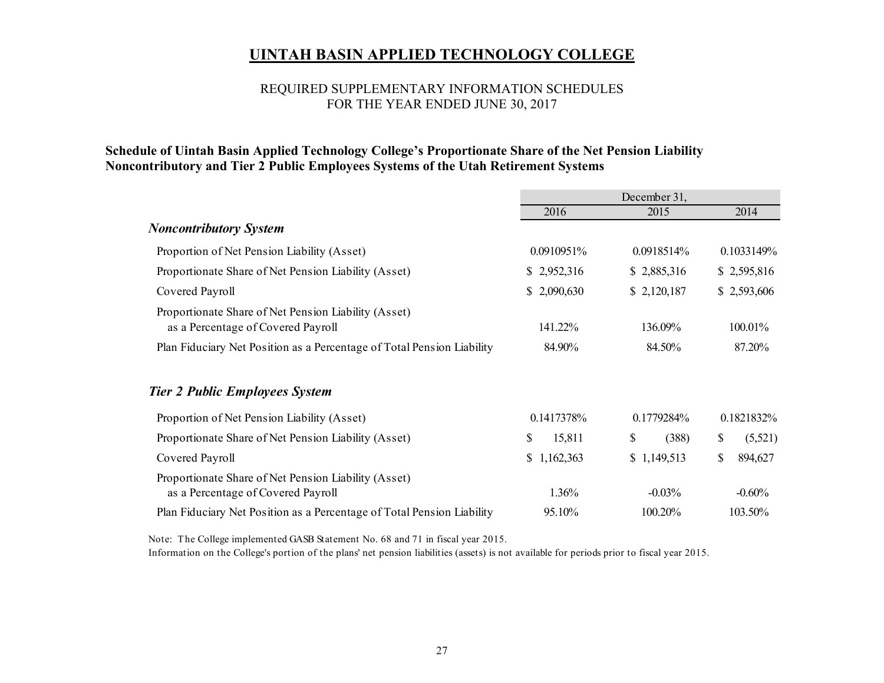# UINTAH BASIN APPLIED TECHNOLOGY COLLEGE

REQUIRED SUPPLEMENTARY INFORMATION SCHEDULES
FOR THE YEAR ENDED JUNE 30, 2017

**Schedule of Uintah Basin Applied Technology College's Proportionate Share of the Net Pension Liability Noncontributory and Tier 2 Public Employees Systems of the Utah Retirement Systems**

| | December 31, | | |
|---|---|---|---|
| | 2016 | 2015 | 2014 |
| ***Noncontributory System*** | | | |
| Proportion of Net Pension Liability (Asset) | 0.0910951% | 0.0918514% | 0.1033149% |
| Proportionate Share of Net Pension Liability (Asset) | $ 2,952,316 | $ 2,885,316 | $ 2,595,816 |
| Covered Payroll | $ 2,090,630 | $ 2,120,187 | $ 2,593,606 |
| Proportionate Share of Net Pension Liability (Asset) as a Percentage of Covered Payroll | 141.22% | 136.09% | 100.01% |
| Plan Fiduciary Net Position as a Percentage of Total Pension Liability | 84.90% | 84.50% | 87.20% |
| ***Tier 2 Public Employees System*** | | | |
| Proportion of Net Pension Liability (Asset) | 0.1417378% | 0.1779284% | 0.1821832% |
| Proportionate Share of Net Pension Liability (Asset) | $ 15,811 | $ (388) | $ (5,521) |
| Covered Payroll | $ 1,162,363 | $ 1,149,513 | $ 894,627 |
| Proportionate Share of Net Pension Liability (Asset) as a Percentage of Covered Payroll | 1.36% | -0.03% | -0.60% |
| Plan Fiduciary Net Position as a Percentage of Total Pension Liability | 95.10% | 100.20% | 103.50% |

Note: The College implemented GASB Statement No. 68 and 71 in fiscal year 2015.
Information on the College's portion of the plans' net pension liabilities (assets) is not available for periods prior to fiscal year 2015.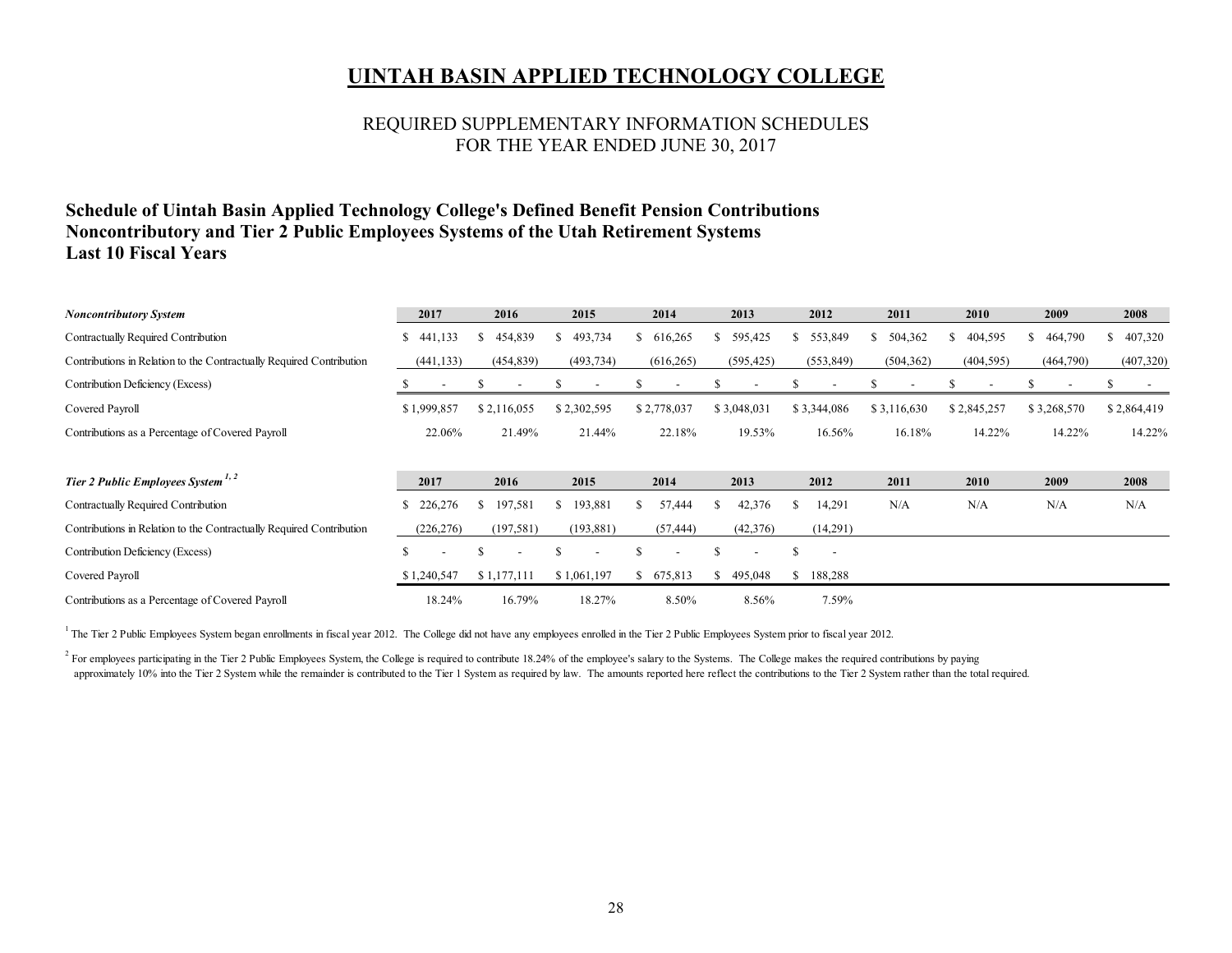# UINTAH BASIN APPLIED TECHNOLOGY COLLEGE

REQUIRED SUPPLEMENTARY INFORMATION SCHEDULES
FOR THE YEAR ENDED JUNE 30, 2017

## Schedule of Uintah Basin Applied Technology College's Defined Benefit Pension Contributions Noncontributory and Tier 2 Public Employees Systems of the Utah Retirement Systems Last 10 Fiscal Years

| ***Noncontributory System*** | **2017** | **2016** | **2015** | **2014** | **2013** | **2012** | **2011** | **2010** | **2009** | **2008** |
|---|---|---|---|---|---|---|---|---|---|---|
| Contractually Required Contribution | $ 441,133 | $ 454,839 | $ 493,734 | $ 616,265 | $ 595,425 | $ 553,849 | $ 504,362 | $ 404,595 | $ 464,790 | $ 407,320 |
| Contributions in Relation to the Contractually Required Contribution | (441,133) | (454,839) | (493,734) | (616,265) | (595,425) | (553,849) | (504,362) | (404,595) | (464,790) | (407,320) |
| Contribution Deficiency (Excess) | $ - | $ - | $ - | $ - | $ - | $ - | $ - | $ - | $ - | $ - |
| Covered Payroll | $ 1,999,857 | $ 2,116,055 | $ 2,302,595 | $ 2,778,037 | $ 3,048,031 | $ 3,344,086 | $ 3,116,630 | $ 2,845,257 | $ 3,268,570 | $ 2,864,419 |
| Contributions as a Percentage of Covered Payroll | 22.06% | 21.49% | 21.44% | 22.18% | 19.53% | 16.56% | 16.18% | 14.22% | 14.22% | 14.22% |

| ***Tier 2 Public Employees System*** [1, 2] | **2017** | **2016** | **2015** | **2014** | **2013** | **2012** | **2011** | **2010** | **2009** | **2008** |
|---|---|---|---|---|---|---|---|---|---|---|
| Contractually Required Contribution | $ 226,276 | $ 197,581 | $ 193,881 | $ 57,444 | $ 42,376 | $ 14,291 | N/A | N/A | N/A | N/A |
| Contributions in Relation to the Contractually Required Contribution | (226,276) | (197,581) | (193,881) | (57,444) | (42,376) | (14,291) | | | | |
| Contribution Deficiency (Excess) | $ - | $ - | $ - | $ - | $ - | $ - | | | | |
| Covered Payroll | $ 1,240,547 | $ 1,177,111 | $ 1,061,197 | $ 675,813 | $ 495,048 | $ 188,288 | | | | |
| Contributions as a Percentage of Covered Payroll | 18.24% | 16.79% | 18.27% | 8.50% | 8.56% | 7.59% | | | | |

[1] The Tier 2 Public Employees System began enrollments in fiscal year 2012. The College did not have any employees enrolled in the Tier 2 Public Employees System prior to fiscal year 2012.

[2] For employees participating in the Tier 2 Public Employees System, the College is required to contribute 18.24% of the employee's salary to the Systems. The College makes the required contributions by paying approximately 10% into the Tier 2 System while the remainder is contributed to the Tier 1 System as required by law. The amounts reported here reflect the contributions to the Tier 2 System rather than the total required.